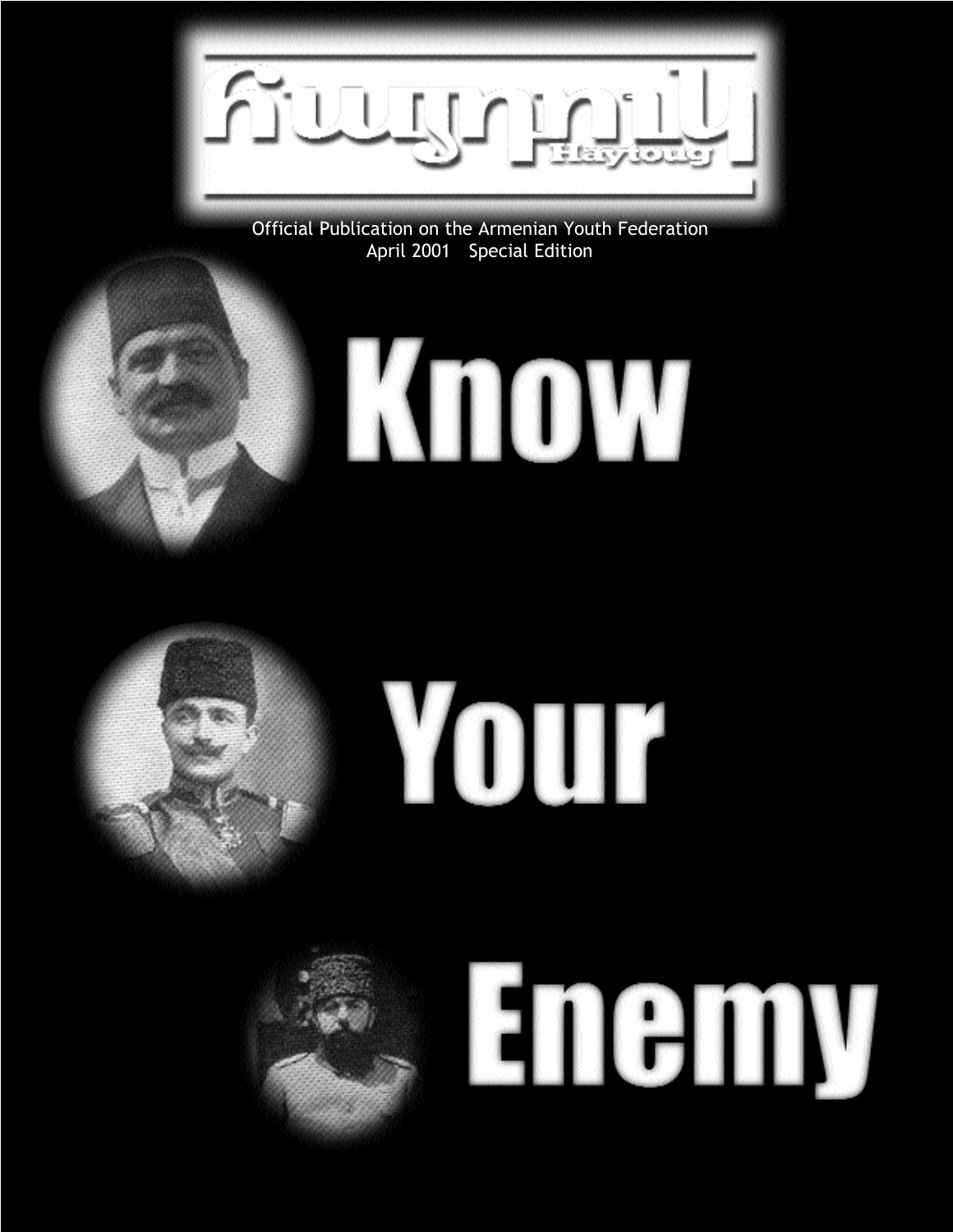# Հայտոււկ

Haytoug

Official Publication on the Armenian Youth Federation
April 2001 Special Edition

# Know Your Enemy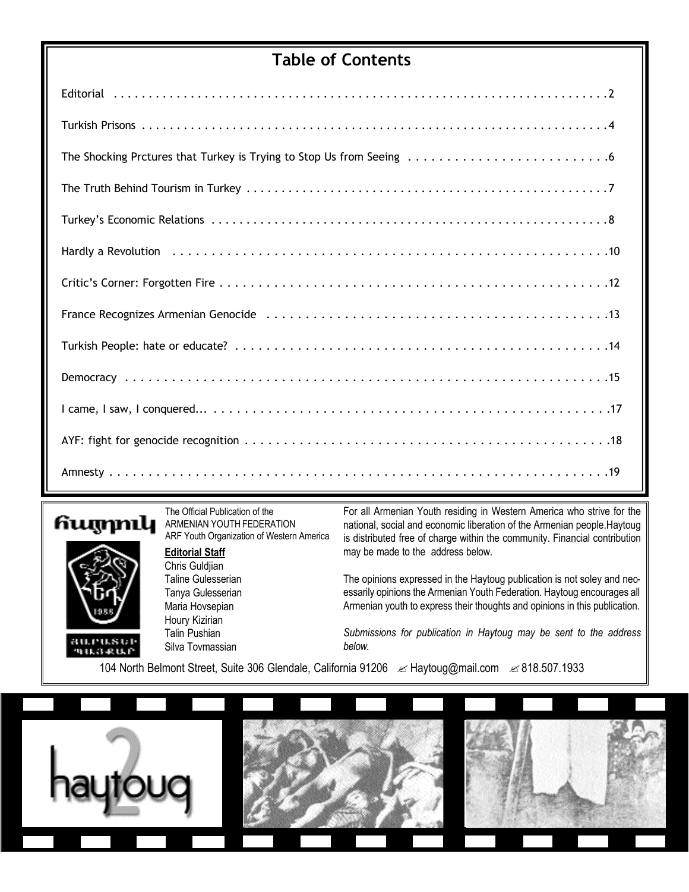## Table of Contents

| | |
|---|---|
| Editorial | 2 |
| Turkish Prisons | 4 |
| The Shocking Prctures that Turkey is Trying to Stop Us from Seeing | 6 |
| The Truth Behind Tourism in Turkey | 7 |
| Turkey's Economic Relations | 8 |
| Hardly a Revolution | 10 |
| Critic's Corner: Forgotten Fire | 12 |
| France Recognizes Armenian Genocide | 13 |
| Turkish People: hate or educate? | 14 |
| Democracy | 15 |
| I came, I saw, I conquered... | 17 |
| AYF: fight for genocide recognition | 18 |
| Amnesty | 19 |

Հայդուկ

The Official Publication of the ARMENIAN YOUTH FEDERATION
ARF Youth Organization of Western America

**Editorial Staff**

Chris Guldjian
Taline Gulesserian
Tanya Gulesserian
Maria Hovsepian
Houry Kizirian
Talin Pushian
Silva Tovmassian

For all Armenian Youth residing in Western America who strive for the national, social and economic liberation of the Armenian people.Haytoug is distributed free of charge within the community. Financial contribution may be made to the address below.

The opinions expressed in the Haytoug publication is not soley and necessarily opinions the Armenian Youth Federation. Haytoug encourages all Armenian youth to express their thoughts and opinions in this publication.

*Submissions for publication in Haytoug may be sent to the address below.*

104 North Belmont Street, Suite 306 Glendale, California 91206 ✍ Haytoug@mail.com ✍ 818.507.1933

haytoug 2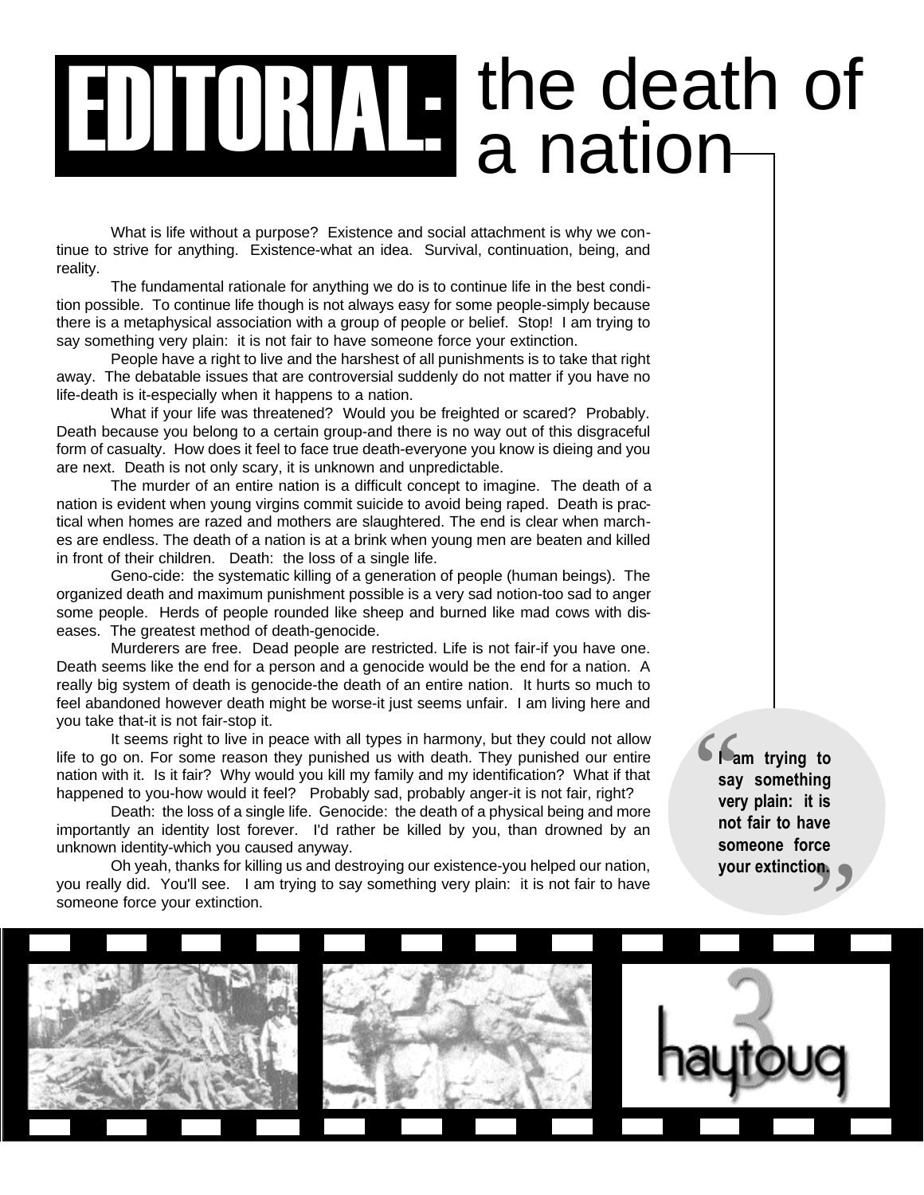# EDITORIAL: the death of a nation

What is life without a purpose? Existence and social attachment is why we continue to strive for anything. Existence-what an idea. Survival, continuation, being, and reality.

The fundamental rationale for anything we do is to continue life in the best condition possible. To continue life though is not always easy for some people-simply because there is a metaphysical association with a group of people or belief. Stop! I am trying to say something very plain: it is not fair to have someone force your extinction.

People have a right to live and the harshest of all punishments is to take that right away. The debatable issues that are controversial suddenly do not matter if you have no life-death is it-especially when it happens to a nation.

What if your life was threatened? Would you be freighted or scared? Probably. Death because you belong to a certain group-and there is no way out of this disgraceful form of casualty. How does it feel to face true death-everyone you know is dieing and you are next. Death is not only scary, it is unknown and unpredictable.

The murder of an entire nation is a difficult concept to imagine. The death of a nation is evident when young virgins commit suicide to avoid being raped. Death is practical when homes are razed and mothers are slaughtered. The end is clear when marches are endless. The death of a nation is at a brink when young men are beaten and killed in front of their children. Death: the loss of a single life.

Geno-cide: the systematic killing of a generation of people (human beings). The organized death and maximum punishment possible is a very sad notion-too sad to anger some people. Herds of people rounded like sheep and burned like mad cows with diseases. The greatest method of death-genocide.

Murderers are free. Dead people are restricted. Life is not fair-if you have one. Death seems like the end for a person and a genocide would be the end for a nation. A really big system of death is genocide-the death of an entire nation. It hurts so much to feel abandoned however death might be worse-it just seems unfair. I am living here and you take that-it is not fair-stop it.

It seems right to live in peace with all types in harmony, but they could not allow life to go on. For some reason they punished us with death. They punished our entire nation with it. Is it fair? Why would you kill my family and my identification? What if that happened to you-how would it feel? Probably sad, probably anger-it is not fair, right?

Death: the loss of a single life. Genocide: the death of a physical being and more importantly an identity lost forever. I'd rather be killed by you, than drowned by an unknown identity-which you caused anyway.

Oh yeah, thanks for killing us and destroying our existence-you helped our nation, you really did. You'll see. I am trying to say something very plain: it is not fair to have someone force your extinction.

> **"I am trying to say something very plain: it is not fair to have someone force your extinction."**

haytoug 3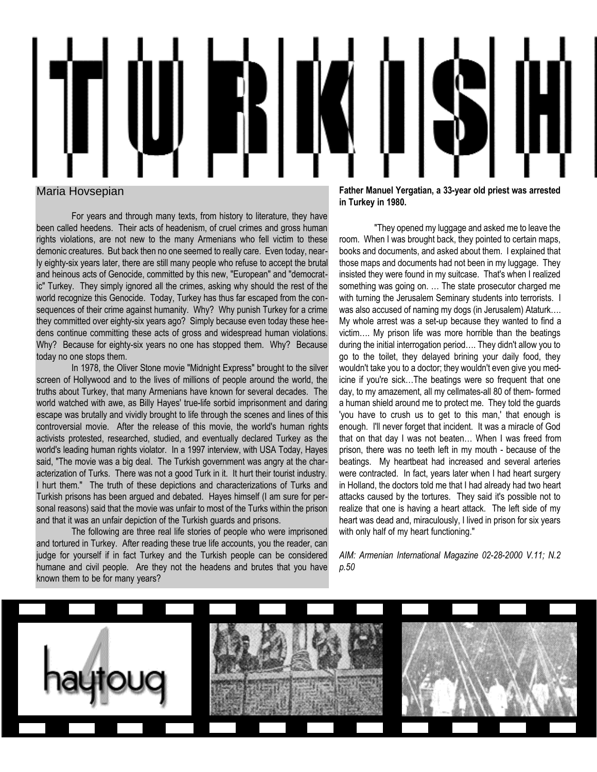# TURKISH

Maria Hovsepian

For years and through many texts, from history to literature, they have been called heedens. Their acts of headenism, of cruel crimes and gross human rights violations, are not new to the many Armenians who fell victim to these demonic creatures. But back then no one seemed to really care. Even today, nearly eighty-six years later, there are still many people who refuse to accept the brutal and heinous acts of Genocide, committed by this new, "European" and "democratic" Turkey. They simply ignored all the crimes, asking why should the rest of the world recognize this Genocide. Today, Turkey has thus far escaped from the consequences of their crime against humanity. Why? Why punish Turkey for a crime they committed over eighty-six years ago? Simply because even today these heedens continue committing these acts of gross and widespread human violations. Why? Because for eighty-six years no one has stopped them. Why? Because today no one stops them.

In 1978, the Oliver Stone movie "Midnight Express" brought to the silver screen of Hollywood and to the lives of millions of people around the world, the truths about Turkey, that many Armenians have known for several decades. The world watched with awe, as Billy Hayes' true-life sorbid imprisonment and daring escape was brutally and vividly brought to life through the scenes and lines of this controversial movie. After the release of this movie, the world's human rights activists protested, researched, studied, and eventually declared Turkey as the world's leading human rights violator. In a 1997 interview, with USA Today, Hayes said, "The movie was a big deal. The Turkish government was angry at the characterization of Turks. There was not a good Turk in it. It hurt their tourist industry. I hurt them." The truth of these depictions and characterizations of Turks and Turkish prisons has been argued and debated. Hayes himself (I am sure for personal reasons) said that the movie was unfair to most of the Turks within the prison and that it was an unfair depiction of the Turkish guards and prisons.

The following are three real life stories of people who were imprisoned and tortured in Turkey. After reading these true life accounts, you the reader, can judge for yourself if in fact Turkey and the Turkish people can be considered humane and civil people. Are they not the headens and brutes that you have known them to be for many years?

**Father Manuel Yergatian, a 33-year old priest was arrested in Turkey in 1980.**

"They opened my luggage and asked me to leave the room. When I was brought back, they pointed to certain maps, books and documents, and asked about them. I explained that those maps and documents had not been in my luggage. They insisted they were found in my suitcase. That's when I realized something was going on. … The state prosecutor charged me with turning the Jerusalem Seminary students into terrorists. I was also accused of naming my dogs (in Jerusalem) Ataturk…. My whole arrest was a set-up because they wanted to find a victim…. My prison life was more horrible than the beatings during the initial interrogation period…. They didn't allow you to go to the toilet, they delayed brining your daily food, they wouldn't take you to a doctor; they wouldn't even give you medicine if you're sick…The beatings were so frequent that one day, to my amazement, all my cellmates-all 80 of them- formed a human shield around me to protect me. They told the guards 'you have to crush us to get to this man,' that enough is enough. I'll never forget that incident. It was a miracle of God that on that day I was not beaten… When I was freed from prison, there was no teeth left in my mouth - because of the beatings. My heartbeat had increased and several arteries were contracted. In fact, years later when I had heart surgery in Holland, the doctors told me that I had already had two heart attacks caused by the tortures. They said it's possible not to realize that one is having a heart attack. The left side of my heart was dead and, miraculously, I lived in prison for six years with only half of my heart functioning."

*AIM: Armenian International Magazine 02-28-2000 V.11; N.2 p.50*

haytoug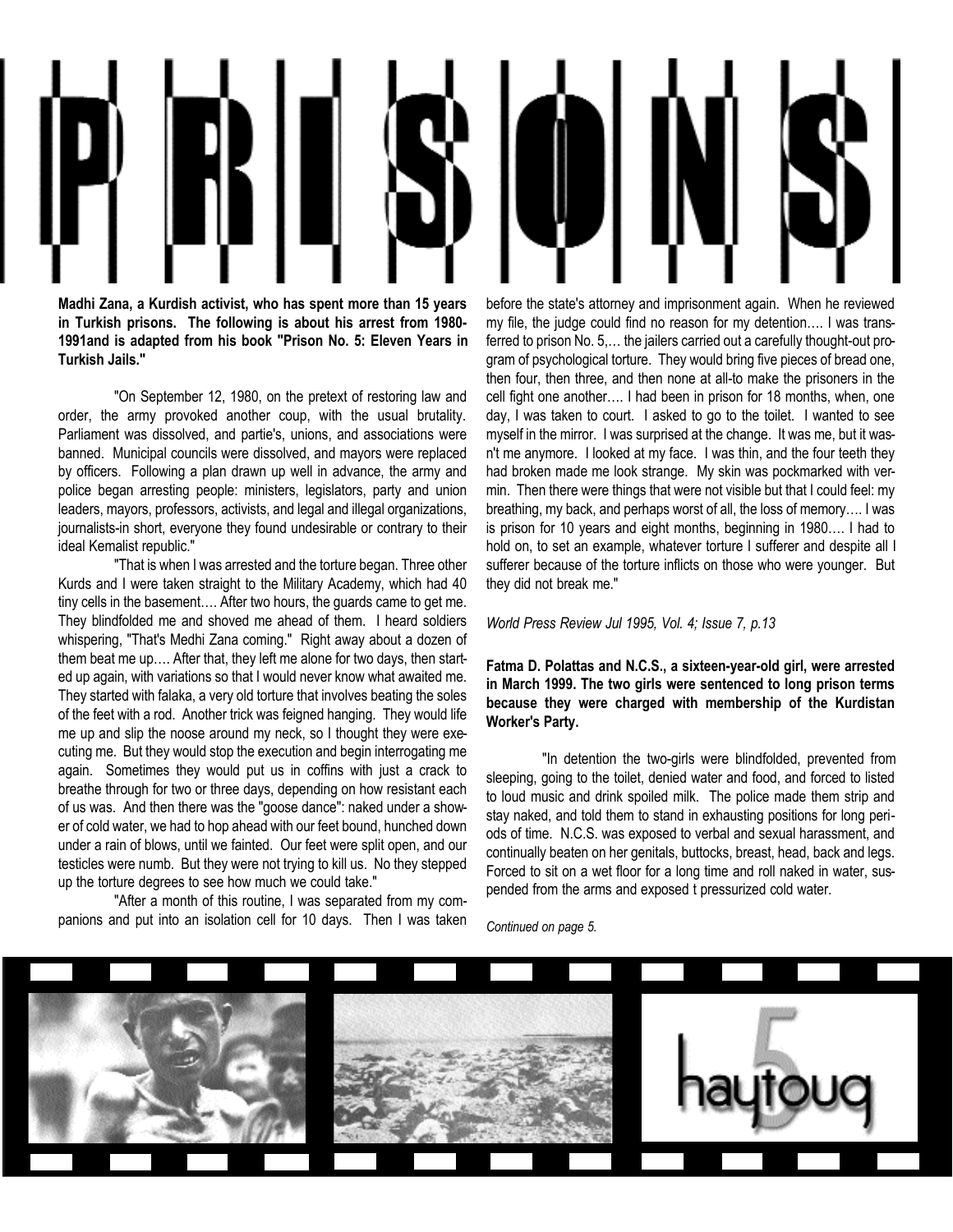# PRISONS

**Madhi Zana, a Kurdish activist, who has spent more than 15 years in Turkish prisons. The following is about his arrest from 1980-1991and is adapted from his book "Prison No. 5: Eleven Years in Turkish Jails."**

"On September 12, 1980, on the pretext of restoring law and order, the army provoked another coup, with the usual brutality. Parliament was dissolved, and partie's, unions, and associations were banned. Municipal councils were dissolved, and mayors were replaced by officers. Following a plan drawn up well in advance, the army and police began arresting people: ministers, legislators, party and union leaders, mayors, professors, activists, and legal and illegal organizations, journalists-in short, everyone they found undesirable or contrary to their ideal Kemalist republic."

"That is when I was arrested and the torture began. Three other Kurds and I were taken straight to the Military Academy, which had 40 tiny cells in the basement…. After two hours, the guards came to get me. They blindfolded me and shoved me ahead of them. I heard soldiers whispering, "That's Medhi Zana coming." Right away about a dozen of them beat me up…. After that, they left me alone for two days, then started up again, with variations so that I would never know what awaited me. They started with falaka, a very old torture that involves beating the soles of the feet with a rod. Another trick was feigned hanging. They would life me up and slip the noose around my neck, so I thought they were executing me. But they would stop the execution and begin interrogating me again. Sometimes they would put us in coffins with just a crack to breathe through for two or three days, depending on how resistant each of us was. And then there was the "goose dance": naked under a shower of cold water, we had to hop ahead with our feet bound, hunched down under a rain of blows, until we fainted. Our feet were split open, and our testicles were numb. But they were not trying to kill us. No they stepped up the torture degrees to see how much we could take."

"After a month of this routine, I was separated from my companions and put into an isolation cell for 10 days. Then I was taken before the state's attorney and imprisonment again. When he reviewed my file, the judge could find no reason for my detention…. I was transferred to prison No. 5,… the jailers carried out a carefully thought-out program of psychological torture. They would bring five pieces of bread one, then four, then three, and then none at all-to make the prisoners in the cell fight one another…. I had been in prison for 18 months, when, one day, I was taken to court. I asked to go to the toilet. I wanted to see myself in the mirror. I was surprised at the change. It was me, but it wasn't me anymore. I looked at my face. I was thin, and the four teeth they had broken made me look strange. My skin was pockmarked with vermin. Then there were things that were not visible but that I could feel: my breathing, my back, and perhaps worst of all, the loss of memory…. I was is prison for 10 years and eight months, beginning in 1980…. I had to hold on, to set an example, whatever torture I sufferer and despite all I sufferer because of the torture inflicts on those who were younger. But they did not break me."

*World Press Review Jul 1995, Vol. 4; Issue 7, p.13*

**Fatma D. Polattas and N.C.S., a sixteen-year-old girl, were arrested in March 1999. The two girls were sentenced to long prison terms because they were charged with membership of the Kurdistan Worker's Party.**

"In detention the two-girls were blindfolded, prevented from sleeping, going to the toilet, denied water and food, and forced to listed to loud music and drink spoiled milk. The police made them strip and stay naked, and told them to stand in exhausting positions for long periods of time. N.C.S. was exposed to verbal and sexual harassment, and continually beaten on her genitals, buttocks, breast, head, back and legs. Forced to sit on a wet floor for a long time and roll naked in water, suspended from the arms and exposed t pressurized cold water.

*Continued on page 5.*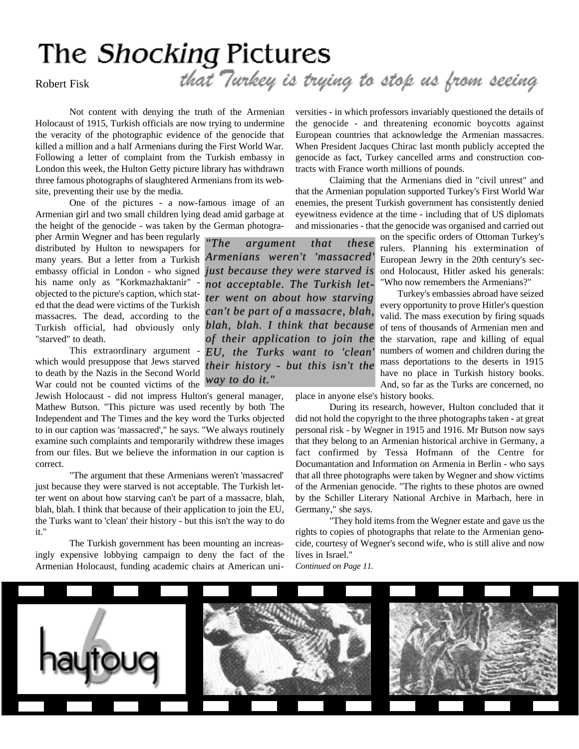# The *Shocking* Pictures that Turkey is trying to stop us from seeing

Robert Fisk

Not content with denying the truth of the Armenian Holocaust of 1915, Turkish officials are now trying to undermine the veracity of the photographic evidence of the genocide that killed a million and a half Armenians during the First World War. Following a letter of complaint from the Turkish embassy in London this week, the Hulton Getty picture library has withdrawn three famous photographs of slaughtered Armenians from its website, preventing their use by the media.

One of the pictures - a now-famous image of an Armenian girl and two small children lying dead amid garbage at the height of the genocide - was taken by the German photographer Armin Wegner and has been regularly distributed by Hulton to newspapers for many years. But a letter from a Turkish embassy official in London - who signed his name only as "Korkmazhaktanir" - objected to the picture's caption, which stated that the dead were victims of the Turkish massacres. The dead, according to the Turkish official, had obviously only "starved" to death.

This extraordinary argument - which would presuppose that Jews starved to death by the Nazis in the Second World War could not be counted victims of the Jewish Holocaust - did not impress Hulton's general manager, Mathew Butson. "This picture was used recently by both The Independent and The Times and the key word the Turks objected to in our caption was 'massacred'," he says. "We always routinely examine such complaints and temporarily withdrew these images from our files. But we believe the information in our caption is correct.

"The argument that these Armenians weren't 'massacred' just because they were starved is not acceptable. The Turkish letter went on about how starving can't be part of a massacre, blah, blah, blah. I think that because of their application to join the EU, the Turks want to 'clean' their history - but this isn't the way to do it."

> *"The argument that these Armenians weren't 'massacred' just because they were starved is not acceptable. The Turkish letter went on about how starving can't be part of a massacre, blah, blah, blah. I think that because of their application to join the EU, the Turks want to 'clean' their history - but this isn't the way to do it."*

The Turkish government has been mounting an increasingly expensive lobbying campaign to deny the fact of the Armenian Holocaust, funding academic chairs at American universities - in which professors invariably questioned the details of the genocide - and threatening economic boycotts against European countries that acknowledge the Armenian massacres. When President Jacques Chirac last month publicly accepted the genocide as fact, Turkey cancelled arms and construction contracts with France worth millions of pounds.

Claiming that the Armenians died in "civil unrest" and that the Armenian population supported Turkey's First World War enemies, the present Turkish government has consistently denied eyewitness evidence at the time - including that of US diplomats and missionaries - that the genocide was organised and carried out on the specific orders of Ottoman Turkey's rulers. Planning his extermination of European Jewry in the 20th century's second Holocaust, Hitler asked his generals: "Who now remembers the Armenians?"

Turkey's embassies abroad have seized every opportunity to prove Hitler's question valid. The mass execution by firing squads of tens of thousands of Armenian men and the starvation, rape and killing of equal numbers of women and children during the mass deportations to the deserts in 1915 have no place in Turkish history books. And, so far as the Turks are concerned, no place in anyone else's history books.

During its research, however, Hulton concluded that it did not hold the copyright to the three photographs taken - at great personal risk - by Wegner in 1915 and 1916. Mr Butson now says that they belong to an Armenian historical archive in Germany, a fact confirmed by Tessa Hofmann of the Centre for Documantation and Information on Armenia in Berlin - who says that all three photographs were taken by Wegner and show victims of the Armenian genocide. "The rights to these photos are owned by the Schiller Literary National Archive in Marbach, here in Germany," she says.

"They hold items from the Wegner estate and gave us the rights to copies of photographs that relate to the Armenian genocide, courtesy of Wegner's second wife, who is still alive and now lives in Israel."

*Continued on Page 11.*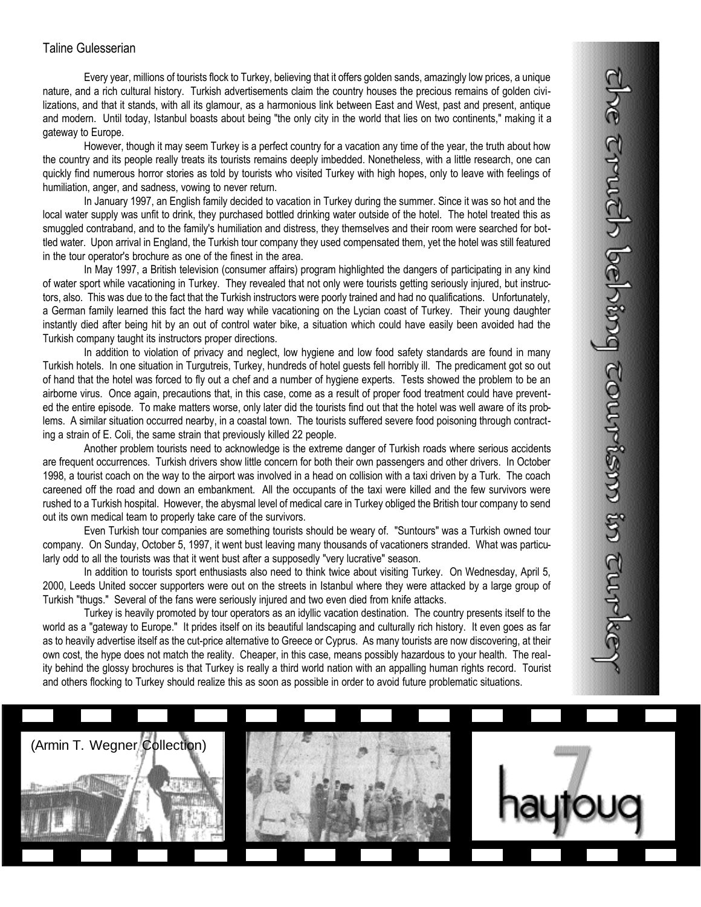# the truth behind tourism in turkey

Taline Gulesserian

Every year, millions of tourists flock to Turkey, believing that it offers golden sands, amazingly low prices, a unique nature, and a rich cultural history. Turkish advertisements claim the country houses the precious remains of golden civilizations, and that it stands, with all its glamour, as a harmonious link between East and West, past and present, antique and modern. Until today, Istanbul boasts about being "the only city in the world that lies on two continents," making it a gateway to Europe.

However, though it may seem Turkey is a perfect country for a vacation any time of the year, the truth about how the country and its people really treats its tourists remains deeply imbedded. Nonetheless, with a little research, one can quickly find numerous horror stories as told by tourists who visited Turkey with high hopes, only to leave with feelings of humiliation, anger, and sadness, vowing to never return.

In January 1997, an English family decided to vacation in Turkey during the summer. Since it was so hot and the local water supply was unfit to drink, they purchased bottled drinking water outside of the hotel. The hotel treated this as smuggled contraband, and to the family's humiliation and distress, they themselves and their room were searched for bottled water. Upon arrival in England, the Turkish tour company they used compensated them, yet the hotel was still featured in the tour operator's brochure as one of the finest in the area.

In May 1997, a British television (consumer affairs) program highlighted the dangers of participating in any kind of water sport while vacationing in Turkey. They revealed that not only were tourists getting seriously injured, but instructors, also. This was due to the fact that the Turkish instructors were poorly trained and had no qualifications. Unfortunately, a German family learned this fact the hard way while vacationing on the Lycian coast of Turkey. Their young daughter instantly died after being hit by an out of control water bike, a situation which could have easily been avoided had the Turkish company taught its instructors proper directions.

In addition to violation of privacy and neglect, low hygiene and low food safety standards are found in many Turkish hotels. In one situation in Turgutreis, Turkey, hundreds of hotel guests fell horribly ill. The predicament got so out of hand that the hotel was forced to fly out a chef and a number of hygiene experts. Tests showed the problem to be an airborne virus. Once again, precautions that, in this case, come as a result of proper food treatment could have prevented the entire episode. To make matters worse, only later did the tourists find out that the hotel was well aware of its problems. A similar situation occurred nearby, in a coastal town. The tourists suffered severe food poisoning through contracting a strain of E. Coli, the same strain that previously killed 22 people.

Another problem tourists need to acknowledge is the extreme danger of Turkish roads where serious accidents are frequent occurrences. Turkish drivers show little concern for both their own passengers and other drivers. In October 1998, a tourist coach on the way to the airport was involved in a head on collision with a taxi driven by a Turk. The coach careened off the road and down an embankment. All the occupants of the taxi were killed and the few survivors were rushed to a Turkish hospital. However, the abysmal level of medical care in Turkey obliged the British tour company to send out its own medical team to properly take care of the survivors.

Even Turkish tour companies are something tourists should be weary of. "Suntours" was a Turkish owned tour company. On Sunday, October 5, 1997, it went bust leaving many thousands of vacationers stranded. What was particularly odd to all the tourists was that it went bust after a supposedly "very lucrative" season.

In addition to tourists sport enthusiasts also need to think twice about visiting Turkey. On Wednesday, April 5, 2000, Leeds United soccer supporters were out on the streets in Istanbul where they were attacked by a large group of Turkish "thugs." Several of the fans were seriously injured and two even died from knife attacks.

Turkey is heavily promoted by tour operators as an idyllic vacation destination. The country presents itself to the world as a "gateway to Europe." It prides itself on its beautiful landscaping and culturally rich history. It even goes as far as to heavily advertise itself as the cut-price alternative to Greece or Cyprus. As many tourists are now discovering, at their own cost, the hype does not match the reality. Cheaper, in this case, means possibly hazardous to your health. The reality behind the glossy brochures is that Turkey is really a third world nation with an appalling human rights record. Tourist and others flocking to Turkey should realize this as soon as possible in order to avoid future problematic situations.

(Armin T. Wegner Collection)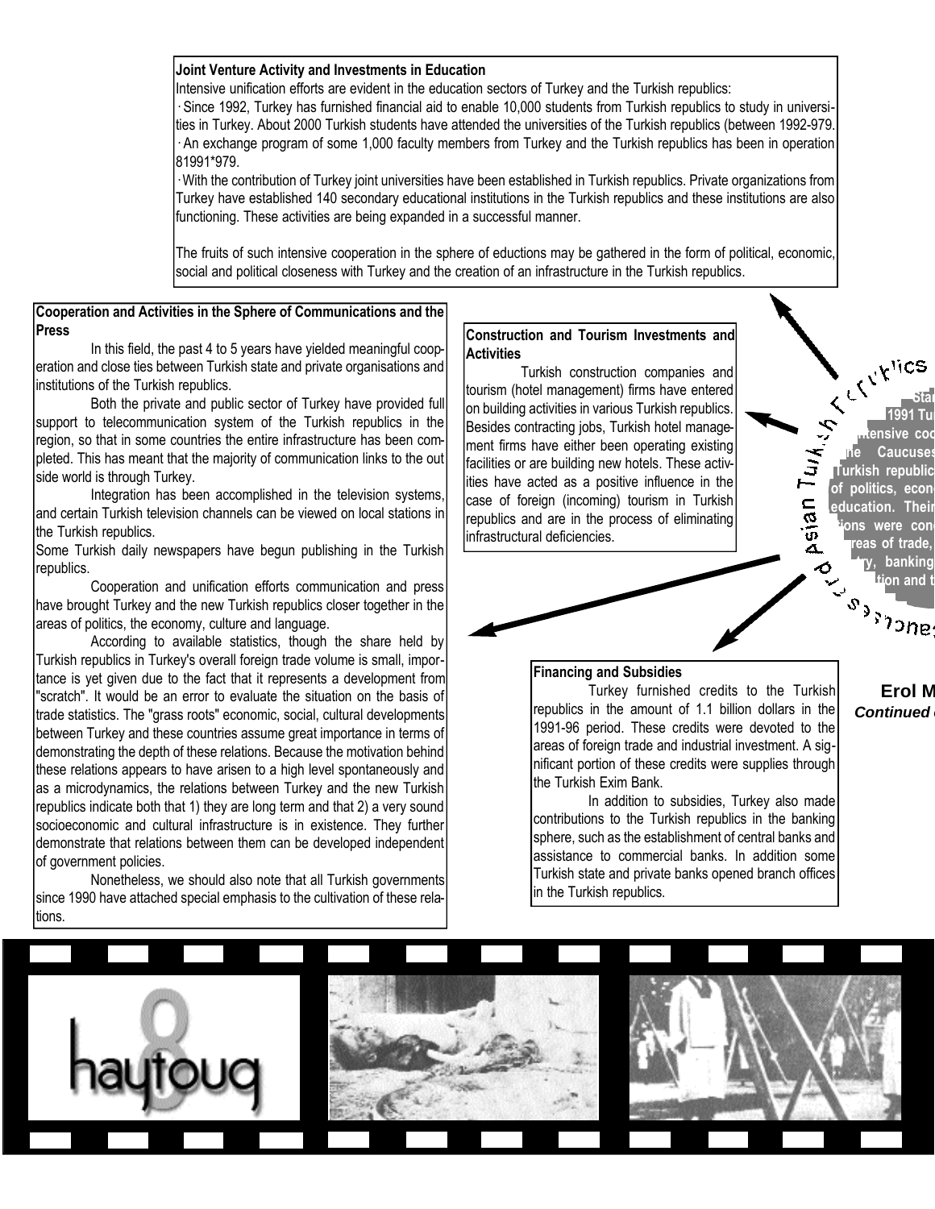**Joint Venture Activity and Investments in Education**

Intensive unification efforts are evident in the education sectors of Turkey and the Turkish republics:

· Since 1992, Turkey has furnished financial aid to enable 10,000 students from Turkish republics to study in universities in Turkey. About 2000 Turkish students have attended the universities of the Turkish republics (between 1992-979.

· An exchange program of some 1,000 faculty members from Turkey and the Turkish republics has been in operation 81991*979.

· With the contribution of Turkey joint universities have been established in Turkish republics. Private organizations from Turkey have established 140 secondary educational institutions in the Turkish republics and these institutions are also functioning. These activities are being expanded in a successful manner.

The fruits of such intensive cooperation in the sphere of eductions may be gathered in the form of political, economic, social and political closeness with Turkey and the creation of an infrastructure in the Turkish republics.

**Cooperation and Activities in the Sphere of Communications and the Press**

In this field, the past 4 to 5 years have yielded meaningful cooperation and close ties between Turkish state and private organisations and institutions of the Turkish republics.

Both the private and public sector of Turkey have provided full support to telecommunication system of the Turkish republics in the region, so that in some countries the entire infrastructure has been completed. This has meant that the majority of communication links to the out side world is through Turkey.

Integration has been accomplished in the television systems, and certain Turkish television channels can be viewed on local stations in the Turkish republics.

Some Turkish daily newspapers have begun publishing in the Turkish republics.

Cooperation and unification efforts communication and press have brought Turkey and the new Turkish republics closer together in the areas of politics, the economy, culture and language.

According to available statistics, though the share held by Turkish republics in Turkey's overall foreign trade volume is small, importance is yet given due to the fact that it represents a development from "scratch". It would be an error to evaluate the situation on the basis of trade statistics. The "grass roots" economic, social, cultural developments between Turkey and these countries assume great importance in terms of demonstrating the depth of these relations. Because the motivation behind these relations appears to have arisen to a high level spontaneously and as a microdynamics, the relations between Turkey and the new Turkish republics indicate both that 1) they are long term and that 2) a very sound socioeconomic and cultural infrastructure is in existence. They further demonstrate that relations between them can be developed independent of government policies.

Nonetheless, we should also note that all Turkish governments since 1990 have attached special emphasis to the cultivation of these relations.

**Construction and Tourism Investments and Activities**

Turkish construction companies and tourism (hotel management) firms have entered on building activities in various Turkish republics. Besides contracting jobs, Turkish hotel management firms have either been operating existing facilities or are building new hotels. These activities have acted as a positive influence in the case of foreign (incoming) tourism in Turkish republics and are in the process of eliminating infrastructural deficiencies.

**Financing and Subsidies**

Turkey furnished credits to the Turkish republics in the amount of 1.1 billion dollars in the 1991-96 period. These credits were devoted to the areas of foreign trade and industrial investment. A significant portion of these credits were supplies through the Turkish Exim Bank.

In addition to subsidies, Turkey also made contributions to the Turkish republics in the banking sphere, such as the establishment of central banks and assistance to commercial banks. In addition some Turkish state and private banks opened branch offices in the Turkish republics.

Caucuses and Asian Turkish Republics

Star... 1991 Tu... intensive coo... the Caucuses... Turkish republic... of politics, econ... education. Their... ions were con... reas of trade, ... try, banking... tion and t...

**Erol M...**

***Continued ...***

haytoug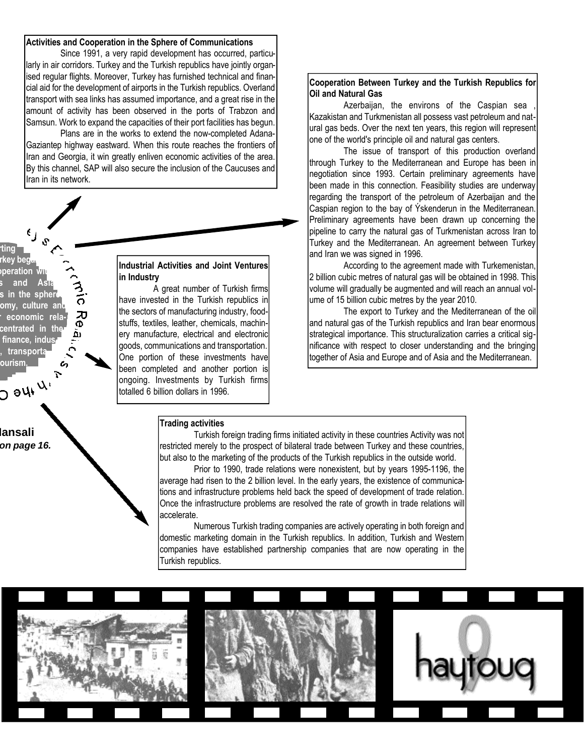### Activities and Cooperation in the Sphere of Communications

Since 1991, a very rapid development has occurred, particularly in air corridors. Turkey and the Turkish republics have jointly organised regular flights. Moreover, Turkey has furnished technical and financial aid for the development of airports in the Turkish republics. Overland transport with sea links has assumed importance, and a great rise in the amount of activity has been observed in the ports of Trabzon and Samsun. Work to expand the capacities of their port facilities has begun.

Plans are in the works to extend the now-completed Adana-Gaziantep highway eastward. When this route reaches the frontiers of Iran and Georgia, it win greatly enliven economic activities of the area. By this channel, SAP will also secure the inclusion of the Caucuses and Iran in its network.

### Cooperation Between Turkey and the Turkish Republics for Oil and Natural Gas

Azerbaijan, the environs of the Caspian sea , Kazakistan and Turkmenistan all possess vast petroleum and natural gas beds. Over the next ten years, this region will represent one of the world's principle oil and natural gas centers.

The issue of transport of this production overland through Turkey to the Mediterranean and Europe has been in negotiation since 1993. Certain preliminary agreements have been made in this connection. Feasibility studies are underway regarding the transport of the petroleum of Azerbaijan and the Caspian region to the bay of Ýskenderun in the Mediterranean. Preliminary agreements have been drawn up concerning the pipeline to carry the natural gas of Turkmenistan across Iran to Turkey and the Mediterranean. An agreement between Turkey and Iran we was signed in 1996.

According to the agreement made with Turkemenistan, 2 billion cubic metres of natural gas will be obtained in 1998. This volume will gradually be augmented and will reach an annual volume of 15 billion cubic metres by the year 2010.

The export to Turkey and the Mediterranean of the oil and natural gas of the Turkish republics and Iran bear enormous strategical importance. This structuralization carries a critical significance with respect to closer understanding and the bringing together of Asia and Europe and of Asia and the Mediterranean.

...rting ...rkey bega... ...operation wi... ...s and Asia... ...s in the sphere ...omy, culture and ... economic rela- ...centrated in the ... finance, indus... ..., transporta... ...ourism.

Us Economic Relations with the O...

### Industrial Activities and Joint Ventures in Industry

A great number of Turkish firms have invested in the Turkish republics in the sectors of manufacturing industry, foodstuffs, textiles, leather, chemicals, machinery manufacture, electrical and electronic goods, communications and transportation. One portion of these investments have been completed and another portion is ongoing. Investments by Turkish firms totalled 6 billion dollars in 1996.

**...lansali**

***...on page 16.***

### Trading activities

Turkish foreign trading firms initiated activity in these countries Activity was not restricted merely to the prospect of bilateral trade between Turkey and these countries, but also to the marketing of the products of the Turkish republics in the outside world.

Prior to 1990, trade relations were nonexistent, but by years 1995-1196, the average had risen to the 2 billion level. In the early years, the existence of communications and infrastructure problems held back the speed of development of trade relation. Once the infrastructure problems are resolved the rate of growth in trade relations will accelerate.

Numerous Turkish trading companies are actively operating in both foreign and domestic marketing domain in the Turkish republics. In addition, Turkish and Western companies have established partnership companies that are now operating in the Turkish republics.

haytoug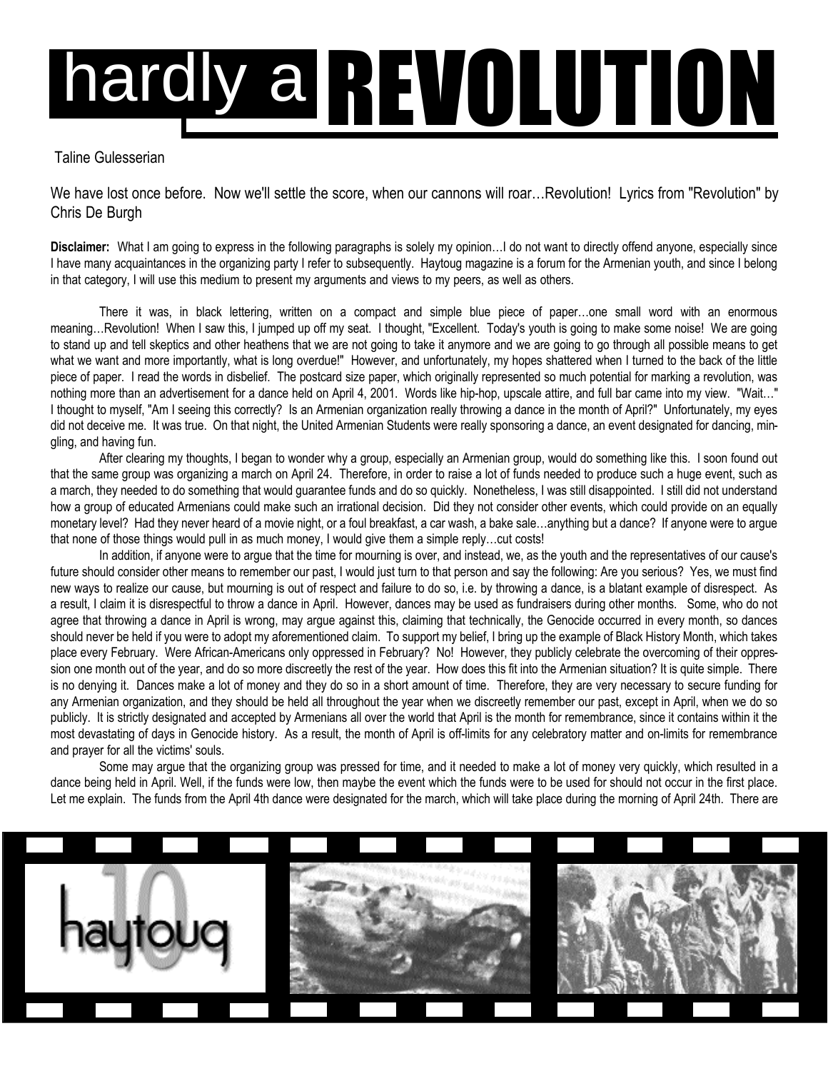# hardly a REVOLUTION

Taline Gulesserian

We have lost once before. Now we'll settle the score, when our cannons will roar…Revolution! Lyrics from "Revolution" by Chris De Burgh

**Disclaimer:** What I am going to express in the following paragraphs is solely my opinion…I do not want to directly offend anyone, especially since I have many acquaintances in the organizing party I refer to subsequently. Haytoug magazine is a forum for the Armenian youth, and since I belong in that category, I will use this medium to present my arguments and views to my peers, as well as others.

There it was, in black lettering, written on a compact and simple blue piece of paper…one small word with an enormous meaning…Revolution! When I saw this, I jumped up off my seat. I thought, "Excellent. Today's youth is going to make some noise! We are going to stand up and tell skeptics and other heathens that we are not going to take it anymore and we are going to go through all possible means to get what we want and more importantly, what is long overdue!" However, and unfortunately, my hopes shattered when I turned to the back of the little piece of paper. I read the words in disbelief. The postcard size paper, which originally represented so much potential for marking a revolution, was nothing more than an advertisement for a dance held on April 4, 2001. Words like hip-hop, upscale attire, and full bar came into my view. "Wait…" I thought to myself, "Am I seeing this correctly? Is an Armenian organization really throwing a dance in the month of April?" Unfortunately, my eyes did not deceive me. It was true. On that night, the United Armenian Students were really sponsoring a dance, an event designated for dancing, mingling, and having fun.

After clearing my thoughts, I began to wonder why a group, especially an Armenian group, would do something like this. I soon found out that the same group was organizing a march on April 24. Therefore, in order to raise a lot of funds needed to produce such a huge event, such as a march, they needed to do something that would guarantee funds and do so quickly. Nonetheless, I was still disappointed. I still did not understand how a group of educated Armenians could make such an irrational decision. Did they not consider other events, which could provide on an equally monetary level? Had they never heard of a movie night, or a foul breakfast, a car wash, a bake sale…anything but a dance? If anyone were to argue that none of those things would pull in as much money, I would give them a simple reply…cut costs!

In addition, if anyone were to argue that the time for mourning is over, and instead, we, as the youth and the representatives of our cause's future should consider other means to remember our past, I would just turn to that person and say the following: Are you serious? Yes, we must find new ways to realize our cause, but mourning is out of respect and failure to do so, i.e. by throwing a dance, is a blatant example of disrespect. As a result, I claim it is disrespectful to throw a dance in April. However, dances may be used as fundraisers during other months. Some, who do not agree that throwing a dance in April is wrong, may argue against this, claiming that technically, the Genocide occurred in every month, so dances should never be held if you were to adopt my aforementioned claim. To support my belief, I bring up the example of Black History Month, which takes place every February. Were African-Americans only oppressed in February? No! However, they publicly celebrate the overcoming of their oppression one month out of the year, and do so more discreetly the rest of the year. How does this fit into the Armenian situation? It is quite simple. There is no denying it. Dances make a lot of money and they do so in a short amount of time. Therefore, they are very necessary to secure funding for any Armenian organization, and they should be held all throughout the year when we discreetly remember our past, except in April, when we do so publicly. It is strictly designated and accepted by Armenians all over the world that April is the month for remembrance, since it contains within it the most devastating of days in Genocide history. As a result, the month of April is off-limits for any celebratory matter and on-limits for remembrance and prayer for all the victims' souls.

Some may argue that the organizing group was pressed for time, and it needed to make a lot of money very quickly, which resulted in a dance being held in April. Well, if the funds were low, then maybe the event which the funds were to be used for should not occur in the first place. Let me explain. The funds from the April 4th dance were designated for the march, which will take place during the morning of April 24th. There are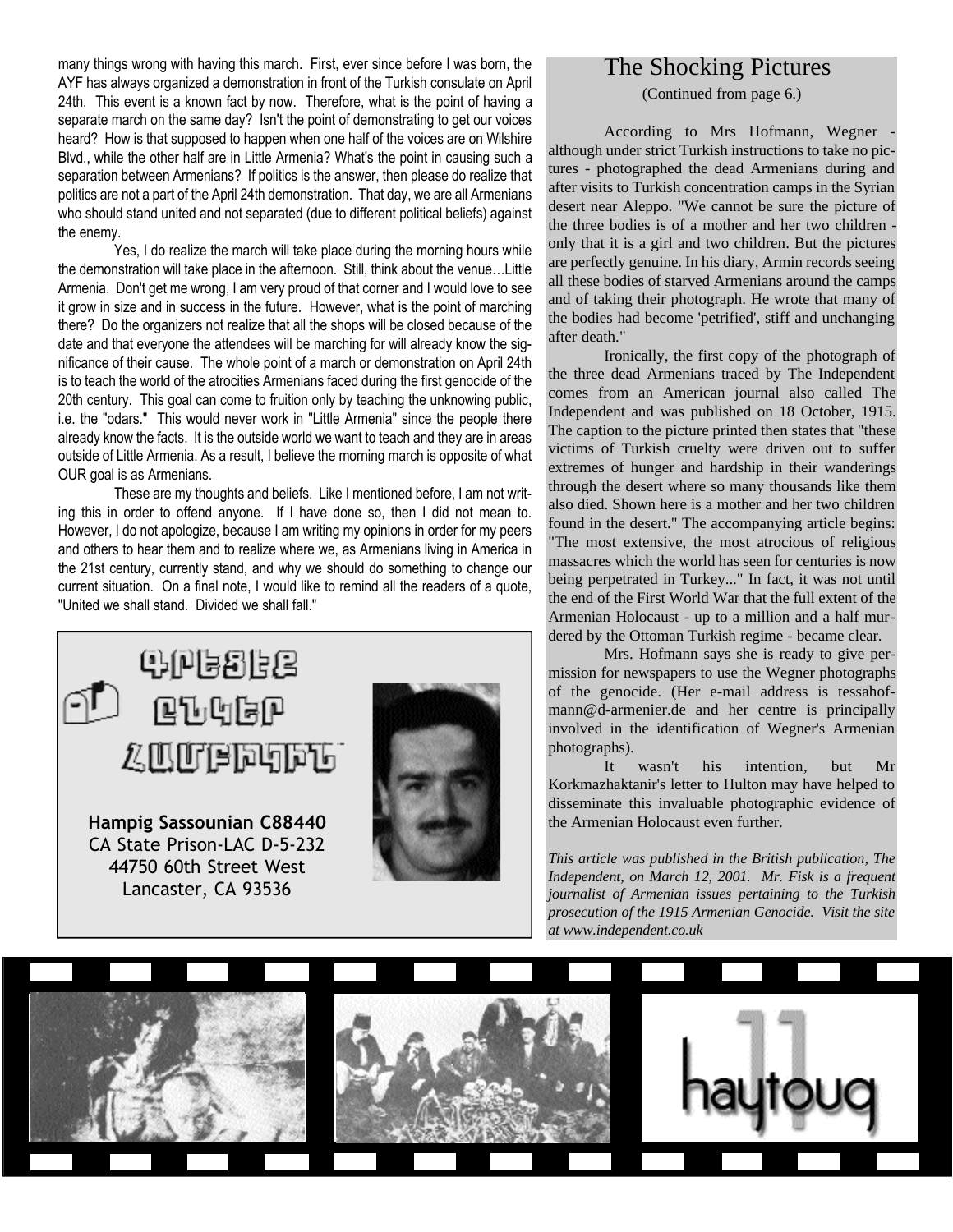many things wrong with having this march. First, ever since before I was born, the AYF has always organized a demonstration in front of the Turkish consulate on April 24th. This event is a known fact by now. Therefore, what is the point of having a separate march on the same day? Isn't the point of demonstrating to get our voices heard? How is that supposed to happen when one half of the voices are on Wilshire Blvd., while the other half are in Little Armenia? What's the point in causing such a separation between Armenians? If politics is the answer, then please do realize that politics are not a part of the April 24th demonstration. That day, we are all Armenians who should stand united and not separated (due to different political beliefs) against the enemy.

Yes, I do realize the march will take place during the morning hours while the demonstration will take place in the afternoon. Still, think about the venue…Little Armenia. Don't get me wrong, I am very proud of that corner and I would love to see it grow in size and in success in the future. However, what is the point of marching there? Do the organizers not realize that all the shops will be closed because of the date and that everyone the attendees will be marching for will already know the significance of their cause. The whole point of a march or demonstration on April 24th is to teach the world of the atrocities Armenians faced during the first genocide of the 20th century. This goal can come to fruition only by teaching the unknowing public, i.e. the "odars." This would never work in "Little Armenia" since the people there already know the facts. It is the outside world we want to teach and they are in areas outside of Little Armenia. As a result, I believe the morning march is opposite of what OUR goal is as Armenians.

These are my thoughts and beliefs. Like I mentioned before, I am not writing this in order to offend anyone. If I have done so, then I did not mean to. However, I do not apologize, because I am writing my opinions in order for my peers and others to hear them and to realize where we, as Armenians living in America in the 21st century, currently stand, and why we should do something to change our current situation. On a final note, I would like to remind all the readers of a quote, "United we shall stand. Divided we shall fall."

Գրեցէք Ընկեր Համբիկին

**Hampig Sassounian C88440**
CA State Prison-LAC D-5-232
44750 60th Street West
Lancaster, CA 93536

## The Shocking Pictures

(Continued from page 6.)

According to Mrs Hofmann, Wegner - although under strict Turkish instructions to take no pictures - photographed the dead Armenians during and after visits to Turkish concentration camps in the Syrian desert near Aleppo. "We cannot be sure the picture of the three bodies is of a mother and her two children - only that it is a girl and two children. But the pictures are perfectly genuine. In his diary, Armin records seeing all these bodies of starved Armenians around the camps and of taking their photograph. He wrote that many of the bodies had become 'petrified', stiff and unchanging after death."

Ironically, the first copy of the photograph of the three dead Armenians traced by The Independent comes from an American journal also called The Independent and was published on 18 October, 1915. The caption to the picture printed then states that "these victims of Turkish cruelty were driven out to suffer extremes of hunger and hardship in their wanderings through the desert where so many thousands like them also died. Shown here is a mother and her two children found in the desert." The accompanying article begins: "The most extensive, the most atrocious of religious massacres which the world has seen for centuries is now being perpetrated in Turkey..." In fact, it was not until the end of the First World War that the full extent of the Armenian Holocaust - up to a million and a half murdered by the Ottoman Turkish regime - became clear.

Mrs. Hofmann says she is ready to give permission for newspapers to use the Wegner photographs of the genocide. (Her e-mail address is tessahofmann@d-armenier.de and her centre is principally involved in the identification of Wegner's Armenian photographs).

It wasn't his intention, but Mr Korkmazhaktanir's letter to Hulton may have helped to disseminate this invaluable photographic evidence of the Armenian Holocaust even further.

*This article was published in the British publication, The Independent, on March 12, 2001. Mr. Fisk is a frequent journalist of Armenian issues pertaining to the Turkish prosecution of the 1915 Armenian Genocide. Visit the site at www.independent.co.uk*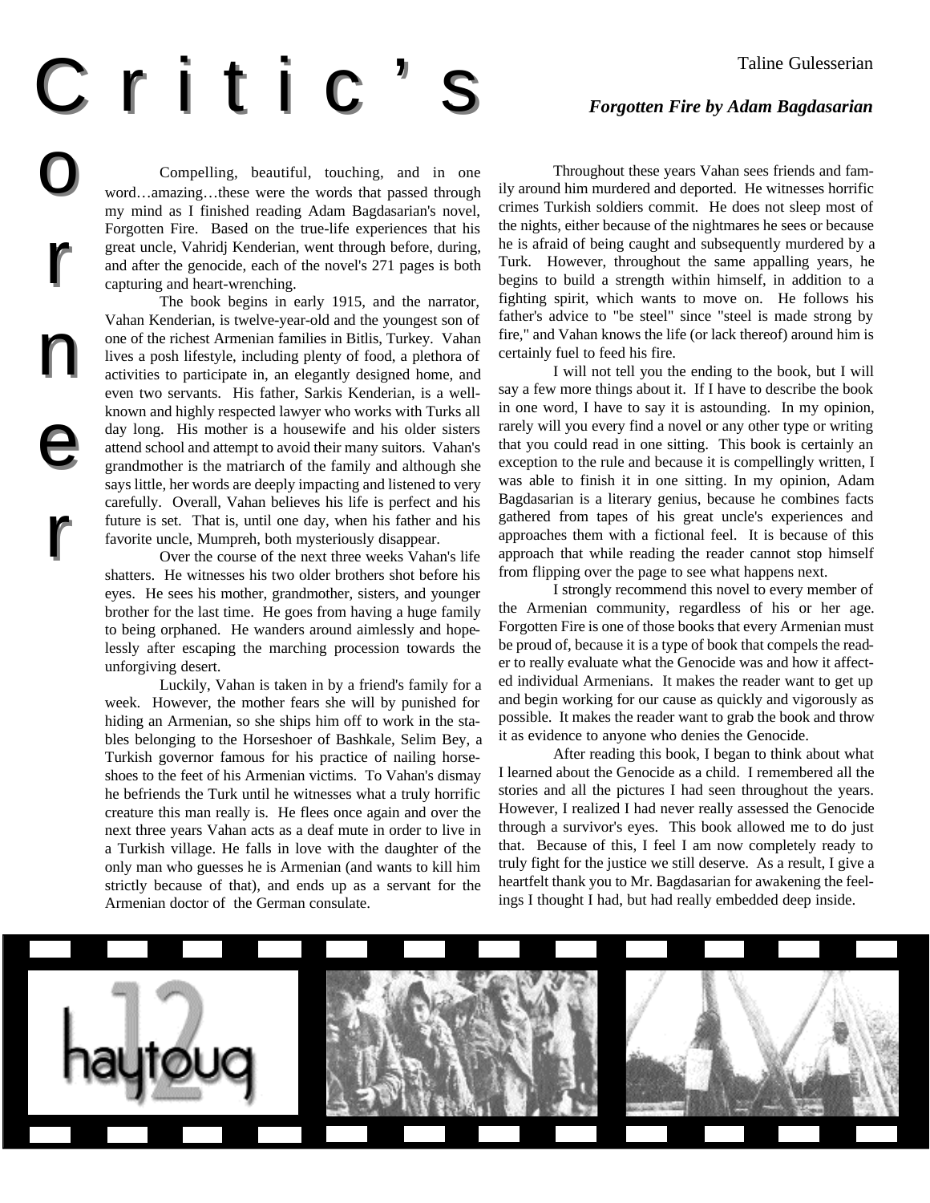# Critic's Corner

Taline Gulesserian

***Forgotten Fire by Adam Bagdasarian***

Compelling, beautiful, touching, and in one word…amazing…these were the words that passed through my mind as I finished reading Adam Bagdasarian's novel, Forgotten Fire. Based on the true-life experiences that his great uncle, Vahridj Kenderian, went through before, during, and after the genocide, each of the novel's 271 pages is both capturing and heart-wrenching.

The book begins in early 1915, and the narrator, Vahan Kenderian, is twelve-year-old and the youngest son of one of the richest Armenian families in Bitlis, Turkey. Vahan lives a posh lifestyle, including plenty of food, a plethora of activities to participate in, an elegantly designed home, and even two servants. His father, Sarkis Kenderian, is a well-known and highly respected lawyer who works with Turks all day long. His mother is a housewife and his older sisters attend school and attempt to avoid their many suitors. Vahan's grandmother is the matriarch of the family and although she says little, her words are deeply impacting and listened to very carefully. Overall, Vahan believes his life is perfect and his future is set. That is, until one day, when his father and his favorite uncle, Mumpreh, both mysteriously disappear.

Over the course of the next three weeks Vahan's life shatters. He witnesses his two older brothers shot before his eyes. He sees his mother, grandmother, sisters, and younger brother for the last time. He goes from having a huge family to being orphaned. He wanders around aimlessly and hopelessly after escaping the marching procession towards the unforgiving desert.

Luckily, Vahan is taken in by a friend's family for a week. However, the mother fears she will by punished for hiding an Armenian, so she ships him off to work in the stables belonging to the Horseshoer of Bashkale, Selim Bey, a Turkish governor famous for his practice of nailing horseshoes to the feet of his Armenian victims. To Vahan's dismay he befriends the Turk until he witnesses what a truly horrific creature this man really is. He flees once again and over the next three years Vahan acts as a deaf mute in order to live in a Turkish village. He falls in love with the daughter of the only man who guesses he is Armenian (and wants to kill him strictly because of that), and ends up as a servant for the Armenian doctor of the German consulate.

Throughout these years Vahan sees friends and family around him murdered and deported. He witnesses horrific crimes Turkish soldiers commit. He does not sleep most of the nights, either because of the nightmares he sees or because he is afraid of being caught and subsequently murdered by a Turk. However, throughout the same appalling years, he begins to build a strength within himself, in addition to a fighting spirit, which wants to move on. He follows his father's advice to "be steel" since "steel is made strong by fire," and Vahan knows the life (or lack thereof) around him is certainly fuel to feed his fire.

I will not tell you the ending to the book, but I will say a few more things about it. If I have to describe the book in one word, I have to say it is astounding. In my opinion, rarely will you every find a novel or any other type or writing that you could read in one sitting. This book is certainly an exception to the rule and because it is compellingly written, I was able to finish it in one sitting. In my opinion, Adam Bagdasarian is a literary genius, because he combines facts gathered from tapes of his great uncle's experiences and approaches them with a fictional feel. It is because of this approach that while reading the reader cannot stop himself from flipping over the page to see what happens next.

I strongly recommend this novel to every member of the Armenian community, regardless of his or her age. Forgotten Fire is one of those books that every Armenian must be proud of, because it is a type of book that compels the reader to really evaluate what the Genocide was and how it affected individual Armenians. It makes the reader want to get up and begin working for our cause as quickly and vigorously as possible. It makes the reader want to grab the book and throw it as evidence to anyone who denies the Genocide.

After reading this book, I began to think about what I learned about the Genocide as a child. I remembered all the stories and all the pictures I had seen throughout the years. However, I realized I had never really assessed the Genocide through a survivor's eyes. This book allowed me to do just that. Because of this, I feel I am now completely ready to truly fight for the justice we still deserve. As a result, I give a heartfelt thank you to Mr. Bagdasarian for awakening the feelings I thought I had, but had really embedded deep inside.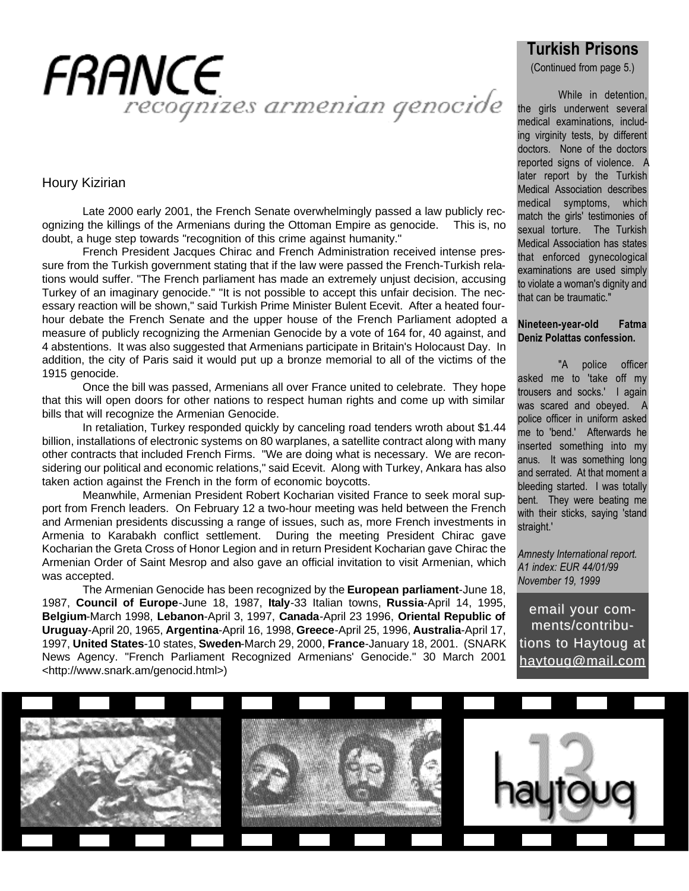# FRANCE recognizes armenian genocide

Houry Kizirian

Late 2000 early 2001, the French Senate overwhelmingly passed a law publicly recognizing the killings of the Armenians during the Ottoman Empire as genocide. This is, no doubt, a huge step towards "recognition of this crime against humanity."

French President Jacques Chirac and French Administration received intense pressure from the Turkish government stating that if the law were passed the French-Turkish relations would suffer. "The French parliament has made an extremely unjust decision, accusing Turkey of an imaginary genocide." "It is not possible to accept this unfair decision. The necessary reaction will be shown," said Turkish Prime Minister Bulent Ecevit. After a heated four-hour debate the French Senate and the upper house of the French Parliament adopted a measure of publicly recognizing the Armenian Genocide by a vote of 164 for, 40 against, and 4 abstentions. It was also suggested that Armenians participate in Britain's Holocaust Day. In addition, the city of Paris said it would put up a bronze memorial to all of the victims of the 1915 genocide.

Once the bill was passed, Armenians all over France united to celebrate. They hope that this will open doors for other nations to respect human rights and come up with similar bills that will recognize the Armenian Genocide.

In retaliation, Turkey responded quickly by canceling road tenders wroth about $1.44 billion, installations of electronic systems on 80 warplanes, a satellite contract along with many other contracts that included French Firms. "We are doing what is necessary. We are reconsidering our political and economic relations," said Ecevit. Along with Turkey, Ankara has also taken action against the French in the form of economic boycotts.

Meanwhile, Armenian President Robert Kocharian visited France to seek moral support from French leaders. On February 12 a two-hour meeting was held between the French and Armenian presidents discussing a range of issues, such as, more French investments in Armenia to Karabakh conflict settlement. During the meeting President Chirac gave Kocharian the Greta Cross of Honor Legion and in return President Kocharian gave Chirac the Armenian Order of Saint Mesrop and also gave an official invitation to visit Armenian, which was accepted.

The Armenian Genocide has been recognized by the **European parliament**-June 18, 1987, **Council of Europe**-June 18, 1987, **Italy**-33 Italian towns, **Russia**-April 14, 1995, **Belgium**-March 1998, **Lebanon**-April 3, 1997, **Canada**-April 23 1996, **Oriental Republic of Uruguay**-April 20, 1965, **Argentina**-April 16, 1998, **Greece**-April 25, 1996, **Australia**-April 17, 1997, **United States**-10 states, **Sweden**-March 29, 2000, **France**-January 18, 2001. (SNARK News Agency. "French Parliament Recognized Armenians' Genocide." 30 March 2001 <http://www.snark.am/genocid.html>)

## Turkish Prisons

(Continued from page 5.)

While in detention, the girls underwent several medical examinations, including virginity tests, by different doctors. None of the doctors reported signs of violence. A later report by the Turkish Medical Association describes medical symptoms, which match the girls' testimonies of sexual torture. The Turkish Medical Association has states that enforced gynecological examinations are used simply to violate a woman's dignity and that can be traumatic."

**Nineteen-year-old Fatma Deniz Polattas confession.**

"A police officer asked me to 'take off my trousers and socks.' I again was scared and obeyed. A police officer in uniform asked me to 'bend.' Afterwards he inserted something into my anus. It was something long and serrated. At that moment a bleeding started. I was totally bent. They were beating me with their sticks, saying 'stand straight.'

*Amnesty International report. A1 index: EUR 44/01/99 November 19, 1999*

email your comments/contributions to Haytoug at haytoug@mail.com

haytoug 13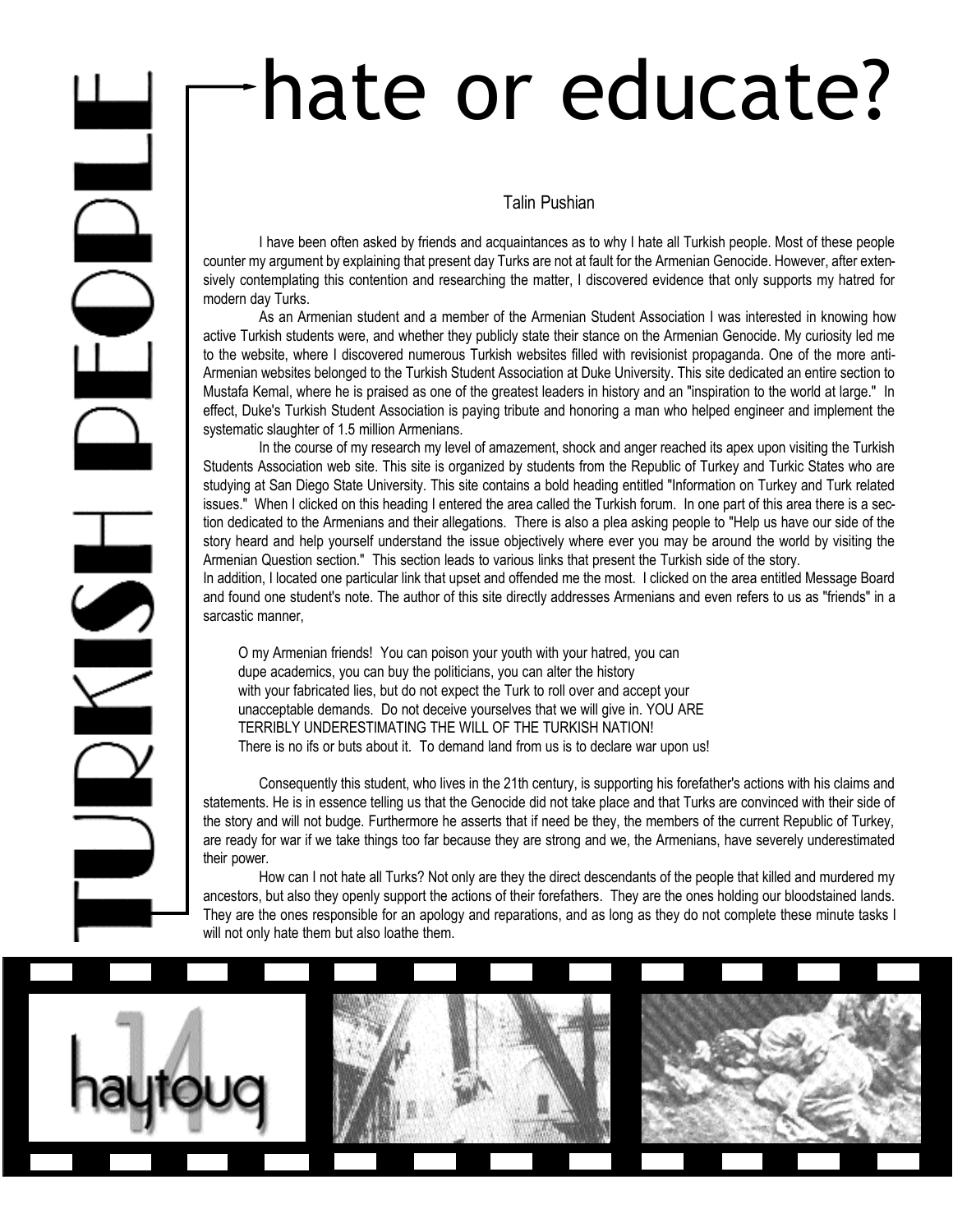# TURKISH PEOPLE

# hate or educate?

Talin Pushian

I have been often asked by friends and acquaintances as to why I hate all Turkish people. Most of these people counter my argument by explaining that present day Turks are not at fault for the Armenian Genocide. However, after extensively contemplating this contention and researching the matter, I discovered evidence that only supports my hatred for modern day Turks.

As an Armenian student and a member of the Armenian Student Association I was interested in knowing how active Turkish students were, and whether they publicly state their stance on the Armenian Genocide. My curiosity led me to the website, where I discovered numerous Turkish websites filled with revisionist propaganda. One of the more anti-Armenian websites belonged to the Turkish Student Association at Duke University. This site dedicated an entire section to Mustafa Kemal, where he is praised as one of the greatest leaders in history and an "inspiration to the world at large." In effect, Duke's Turkish Student Association is paying tribute and honoring a man who helped engineer and implement the systematic slaughter of 1.5 million Armenians.

In the course of my research my level of amazement, shock and anger reached its apex upon visiting the Turkish Students Association web site. This site is organized by students from the Republic of Turkey and Turkic States who are studying at San Diego State University. This site contains a bold heading entitled "Information on Turkey and Turk related issues." When I clicked on this heading I entered the area called the Turkish forum. In one part of this area there is a section dedicated to the Armenians and their allegations. There is also a plea asking people to "Help us have our side of the story heard and help yourself understand the issue objectively where ever you may be around the world by visiting the Armenian Question section." This section leads to various links that present the Turkish side of the story.

In addition, I located one particular link that upset and offended me the most. I clicked on the area entitled Message Board and found one student's note. The author of this site directly addresses Armenians and even refers to us as "friends" in a sarcastic manner,

> O my Armenian friends! You can poison your youth with your hatred, you can dupe academics, you can buy the politicians, you can alter the history with your fabricated lies, but do not expect the Turk to roll over and accept your unacceptable demands. Do not deceive yourselves that we will give in. YOU ARE TERRIBLY UNDERESTIMATING THE WILL OF THE TURKISH NATION! There is no ifs or buts about it. To demand land from us is to declare war upon us!

Consequently this student, who lives in the 21th century, is supporting his forefather's actions with his claims and statements. He is in essence telling us that the Genocide did not take place and that Turks are convinced with their side of the story and will not budge. Furthermore he asserts that if need be they, the members of the current Republic of Turkey, are ready for war if we take things too far because they are strong and we, the Armenians, have severely underestimated their power.

How can I not hate all Turks? Not only are they the direct descendants of the people that killed and murdered my ancestors, but also they openly support the actions of their forefathers. They are the ones holding our bloodstained lands. They are the ones responsible for an apology and reparations, and as long as they do not complete these minute tasks I will not only hate them but also loathe them.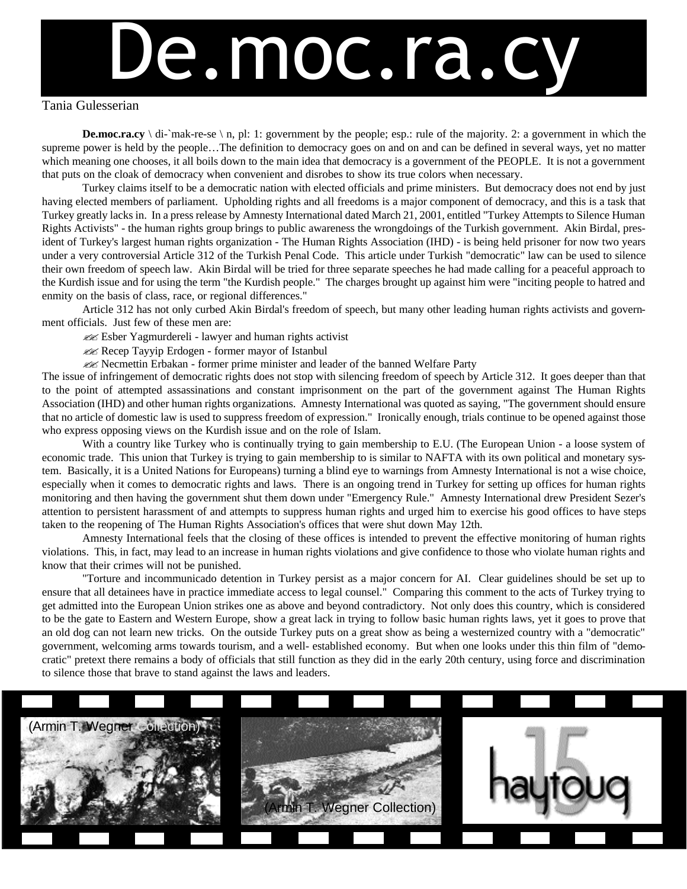# De.moc.ra.cy

Tania Gulesserian

**De.moc.ra.cy** \ di-`mak-re-se \ n, pl: 1: government by the people; esp.: rule of the majority. 2: a government in which the supreme power is held by the people…The definition to democracy goes on and on and can be defined in several ways, yet no matter which meaning one chooses, it all boils down to the main idea that democracy is a government of the PEOPLE. It is not a government that puts on the cloak of democracy when convenient and disrobes to show its true colors when necessary.

Turkey claims itself to be a democratic nation with elected officials and prime ministers. But democracy does not end by just having elected members of parliament. Upholding rights and all freedoms is a major component of democracy, and this is a task that Turkey greatly lacks in. In a press release by Amnesty International dated March 21, 2001, entitled "Turkey Attempts to Silence Human Rights Activists" - the human rights group brings to public awareness the wrongdoings of the Turkish government. Akin Birdal, president of Turkey's largest human rights organization - The Human Rights Association (IHD) - is being held prisoner for now two years under a very controversial Article 312 of the Turkish Penal Code. This article under Turkish "democratic" law can be used to silence their own freedom of speech law. Akin Birdal will be tried for three separate speeches he had made calling for a peaceful approach to the Kurdish issue and for using the term "the Kurdish people." The charges brought up against him were "inciting people to hatred and enmity on the basis of class, race, or regional differences."

Article 312 has not only curbed Akin Birdal's freedom of speech, but many other leading human rights activists and government officials. Just few of these men are:

- Esber Yagmurdereli - lawyer and human rights activist
- Recep Tayyip Erdogen - former mayor of Istanbul
- Necmettin Erbakan - former prime minister and leader of the banned Welfare Party

The issue of infringement of democratic rights does not stop with silencing freedom of speech by Article 312. It goes deeper than that to the point of attempted assassinations and constant imprisonment on the part of the government against The Human Rights Association (IHD) and other human rights organizations. Amnesty International was quoted as saying, "The government should ensure that no article of domestic law is used to suppress freedom of expression." Ironically enough, trials continue to be opened against those who express opposing views on the Kurdish issue and on the role of Islam.

With a country like Turkey who is continually trying to gain membership to E.U. (The European Union - a loose system of economic trade. This union that Turkey is trying to gain membership to is similar to NAFTA with its own political and monetary system. Basically, it is a United Nations for Europeans) turning a blind eye to warnings from Amnesty International is not a wise choice, especially when it comes to democratic rights and laws. There is an ongoing trend in Turkey for setting up offices for human rights monitoring and then having the government shut them down under "Emergency Rule." Amnesty International drew President Sezer's attention to persistent harassment of and attempts to suppress human rights and urged him to exercise his good offices to have steps taken to the reopening of The Human Rights Association's offices that were shut down May 12th.

Amnesty International feels that the closing of these offices is intended to prevent the effective monitoring of human rights violations. This, in fact, may lead to an increase in human rights violations and give confidence to those who violate human rights and know that their crimes will not be punished.

"Torture and incommunicado detention in Turkey persist as a major concern for AI. Clear guidelines should be set up to ensure that all detainees have in practice immediate access to legal counsel." Comparing this comment to the acts of Turkey trying to get admitted into the European Union strikes one as above and beyond contradictory. Not only does this country, which is considered to be the gate to Eastern and Western Europe, show a great lack in trying to follow basic human rights laws, yet it goes to prove that an old dog can not learn new tricks. On the outside Turkey puts on a great show as being a westernized country with a "democratic" government, welcoming arms towards tourism, and a well- established economy. But when one looks under this thin film of "democratic" pretext there remains a body of officials that still function as they did in the early 20th century, using force and discrimination to silence those that brave to stand against the laws and leaders.

(Armin T. Wegner Collection)

(Armin T. Wegner Collection)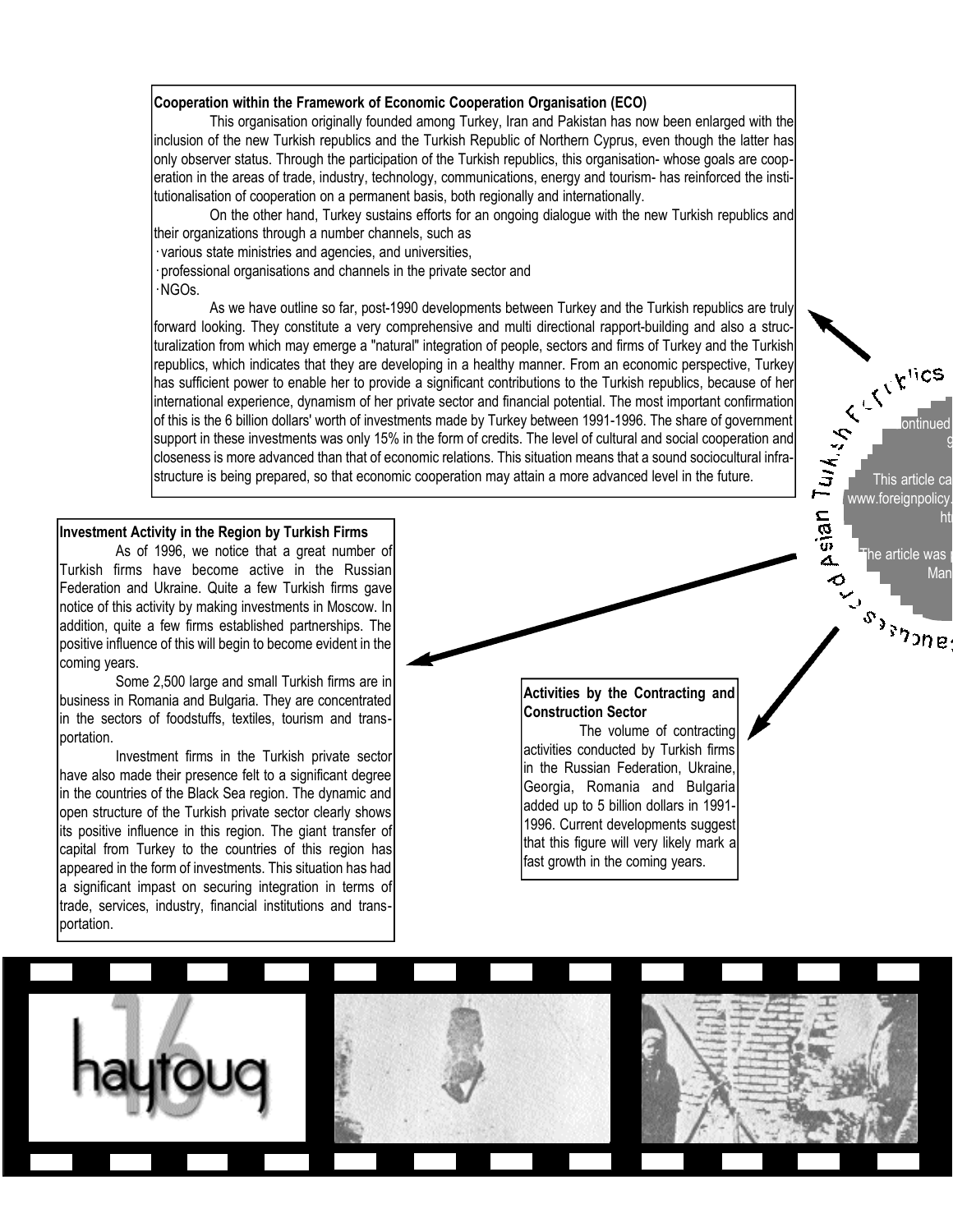**Cooperation within the Framework of Economic Cooperation Organisation (ECO)**

This organisation originally founded among Turkey, Iran and Pakistan has now been enlarged with the inclusion of the new Turkish republics and the Turkish Republic of Northern Cyprus, even though the latter has only observer status. Through the participation of the Turkish republics, this organisation- whose goals are cooperation in the areas of trade, industry, technology, communications, energy and tourism- has reinforced the institutionalisation of cooperation on a permanent basis, both regionally and internationally.

On the other hand, Turkey sustains efforts for an ongoing dialogue with the new Turkish republics and their organizations through a number channels, such as

- various state ministries and agencies, and universities,
- professional organisations and channels in the private sector and
- NGOs.

As we have outline so far, post-1990 developments between Turkey and the Turkish republics are truly forward looking. They constitute a very comprehensive and multi directional rapport-building and also a structuralization from which may emerge a "natural" integration of people, sectors and firms of Turkey and the Turkish republics, which indicates that they are developing in a healthy manner. From an economic perspective, Turkey has sufficient power to enable her to provide a significant contributions to the Turkish republics, because of her international experience, dynamism of her private sector and financial potential. The most important confirmation of this is the 6 billion dollars' worth of investments made by Turkey between 1991-1996. The share of government support in these investments was only 15% in the form of credits. The level of cultural and social cooperation and closeness is more advanced than that of economic relations. This situation means that a sound sociocultural infrastructure is being prepared, so that economic cooperation may attain a more advanced level in the future.

**Investment Activity in the Region by Turkish Firms**

As of 1996, we notice that a great number of Turkish firms have become active in the Russian Federation and Ukraine. Quite a few Turkish firms gave notice of this activity by making investments in Moscow. In addition, quite a few firms established partnerships. The positive influence of this will begin to become evident in the coming years.

Some 2,500 large and small Turkish firms are in business in Romania and Bulgaria. They are concentrated in the sectors of foodstuffs, textiles, tourism and transportation.

Investment firms in the Turkish private sector have also made their presence felt to a significant degree in the countries of the Black Sea region. The dynamic and open structure of the Turkish private sector clearly shows its positive influence in this region. The giant transfer of capital from Turkey to the countries of this region has appeared in the form of investments. This situation has had a significant impast on securing integration in terms of trade, services, industry, financial institutions and transportation.

**Activities by the Contracting and Construction Sector**

The volume of contracting activities conducted by Turkish firms in the Russian Federation, Ukraine, Georgia, Romania and Bulgaria added up to 5 billion dollars in 1991-1996. Current developments suggest that this figure will very likely mark a fast growth in the coming years.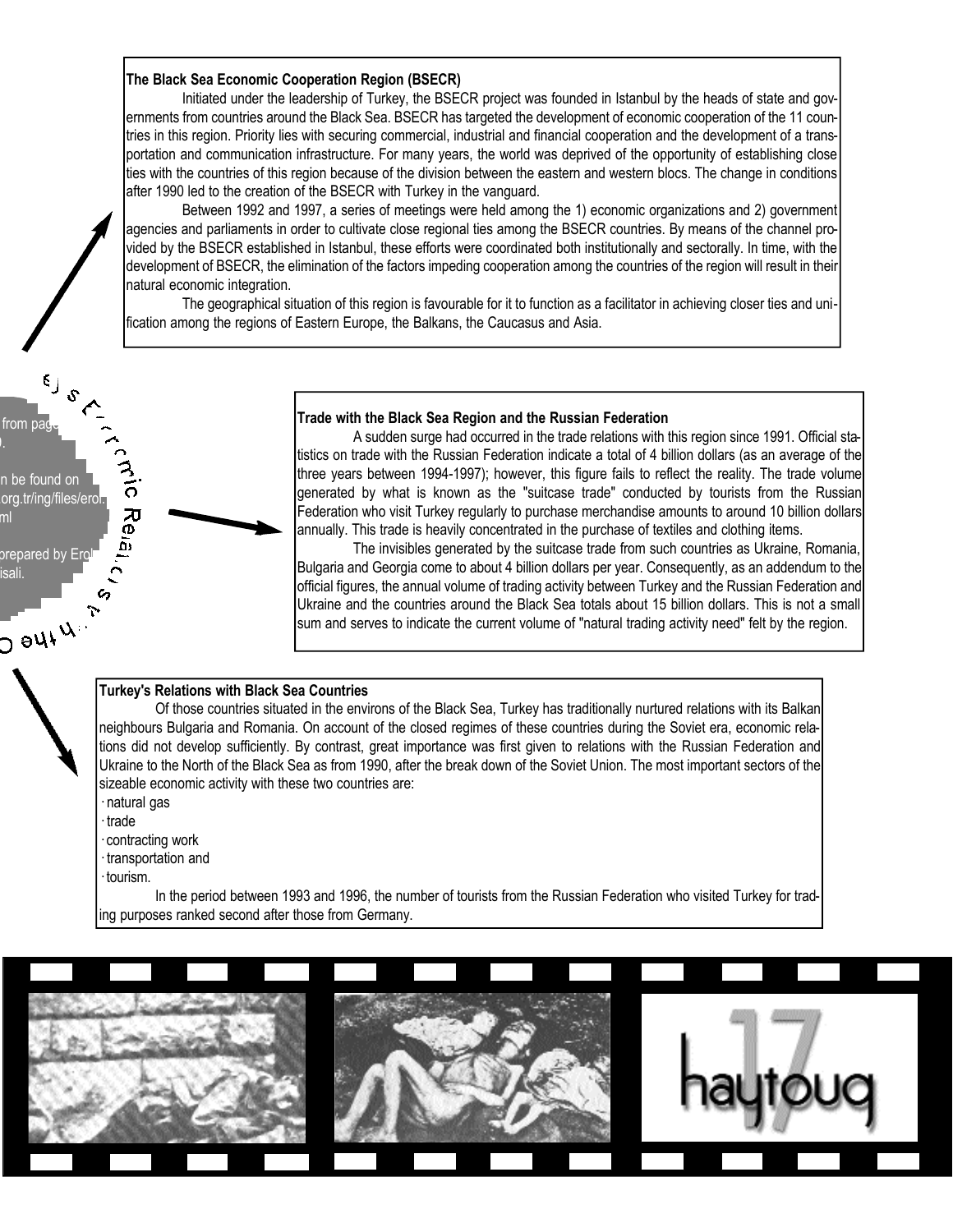### The Black Sea Economic Cooperation Region (BSECR)

Initiated under the leadership of Turkey, the BSECR project was founded in Istanbul by the heads of state and governments from countries around the Black Sea. BSECR has targeted the development of economic cooperation of the 11 countries in this region. Priority lies with securing commercial, industrial and financial cooperation and the development of a transportation and communication infrastructure. For many years, the world was deprived of the opportunity of establishing close ties with the countries of this region because of the division between the eastern and western blocs. The change in conditions after 1990 led to the creation of the BSECR with Turkey in the vanguard.

Between 1992 and 1997, a series of meetings were held among the 1) economic organizations and 2) government agencies and parliaments in order to cultivate close regional ties among the BSECR countries. By means of the channel provided by the BSECR established in Istanbul, these efforts were coordinated both institutionally and sectorally. In time, with the development of BSECR, the elimination of the factors impeding cooperation among the countries of the region will result in their natural economic integration.

The geographical situation of this region is favourable for it to function as a facilitator in achieving closer ties and unification among the regions of Eastern Europe, the Balkans, the Caucasus and Asia.

... from page ...

...n be found on ...org.tr/ing/files/erol...ml

...prepared by Erol ...isali.

### Trade with the Black Sea Region and the Russian Federation

A sudden surge had occurred in the trade relations with this region since 1991. Official statistics on trade with the Russian Federation indicate a total of 4 billion dollars (as an average of the three years between 1994-1997); however, this figure fails to reflect the reality. The trade volume generated by what is known as the "suitcase trade" conducted by tourists from the Russian Federation who visit Turkey regularly to purchase merchandise amounts to around 10 billion dollars annually. This trade is heavily concentrated in the purchase of textiles and clothing items.

The invisibles generated by the suitcase trade from such countries as Ukraine, Romania, Bulgaria and Georgia come to about 4 billion dollars per year. Consequently, as an addendum to the official figures, the annual volume of trading activity between Turkey and the Russian Federation and Ukraine and the countries around the Black Sea totals about 15 billion dollars. This is not a small sum and serves to indicate the current volume of "natural trading activity need" felt by the region.

### Turkey's Relations with Black Sea Countries

Of those countries situated in the environs of the Black Sea, Turkey has traditionally nurtured relations with its Balkan neighbours Bulgaria and Romania. On account of the closed regimes of these countries during the Soviet era, economic relations did not develop sufficiently. By contrast, great importance was first given to relations with the Russian Federation and Ukraine to the North of the Black Sea as from 1990, after the break down of the Soviet Union. The most important sectors of the sizeable economic activity with these two countries are:

- natural gas
- trade
- contracting work
- transportation and
- tourism.

In the period between 1993 and 1996, the number of tourists from the Russian Federation who visited Turkey for trading purposes ranked second after those from Germany.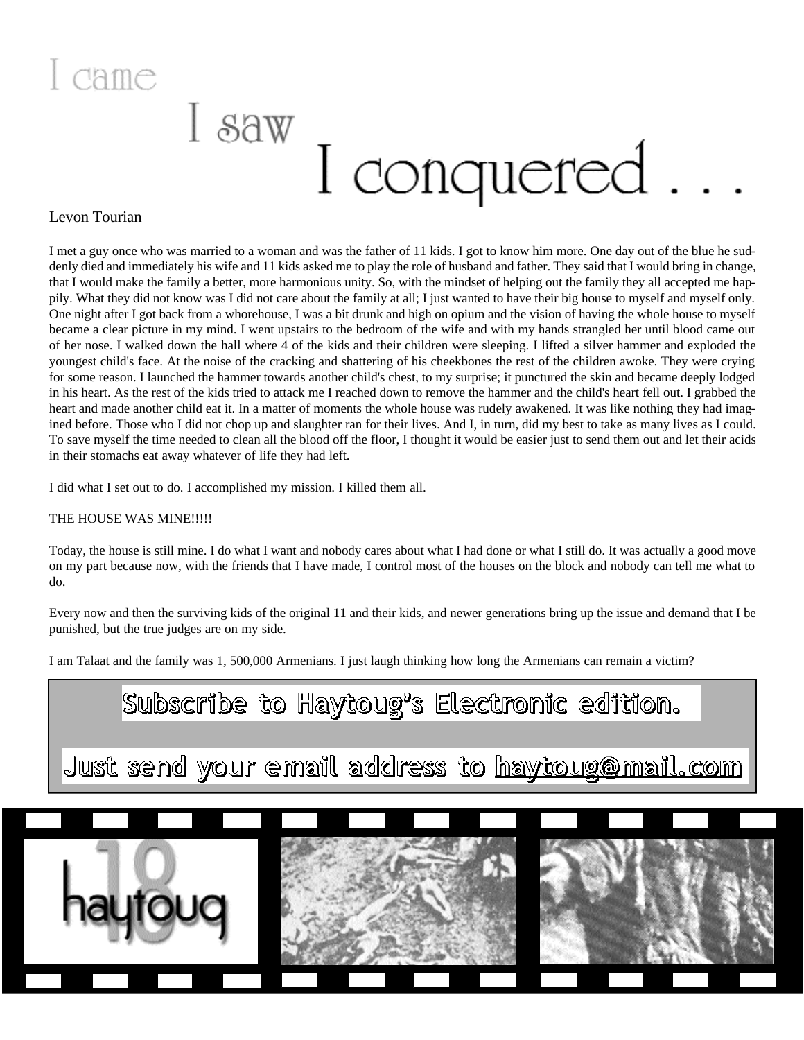# I came I saw I conquered . . .

Levon Tourian

I met a guy once who was married to a woman and was the father of 11 kids. I got to know him more. One day out of the blue he suddenly died and immediately his wife and 11 kids asked me to play the role of husband and father. They said that I would bring in change, that I would make the family a better, more harmonious unity. So, with the mindset of helping out the family they all accepted me happily. What they did not know was I did not care about the family at all; I just wanted to have their big house to myself and myself only. One night after I got back from a whorehouse, I was a bit drunk and high on opium and the vision of having the whole house to myself became a clear picture in my mind. I went upstairs to the bedroom of the wife and with my hands strangled her until blood came out of her nose. I walked down the hall where 4 of the kids and their children were sleeping. I lifted a silver hammer and exploded the youngest child's face. At the noise of the cracking and shattering of his cheekbones the rest of the children awoke. They were crying for some reason. I launched the hammer towards another child's chest, to my surprise; it punctured the skin and became deeply lodged in his heart. As the rest of the kids tried to attack me I reached down to remove the hammer and the child's heart fell out. I grabbed the heart and made another child eat it. In a matter of moments the whole house was rudely awakened. It was like nothing they had imagined before. Those who I did not chop up and slaughter ran for their lives. And I, in turn, did my best to take as many lives as I could. To save myself the time needed to clean all the blood off the floor, I thought it would be easier just to send them out and let their acids in their stomachs eat away whatever of life they had left.

I did what I set out to do. I accomplished my mission. I killed them all.

THE HOUSE WAS MINE!!!!!

Today, the house is still mine. I do what I want and nobody cares about what I had done or what I still do. It was actually a good move on my part because now, with the friends that I have made, I control most of the houses on the block and nobody can tell me what to do.

Every now and then the surviving kids of the original 11 and their kids, and newer generations bring up the issue and demand that I be punished, but the true judges are on my side.

I am Talaat and the family was 1, 500,000 Armenians. I just laugh thinking how long the Armenians can remain a victim?

**Subscribe to Haytoug's Electronic edition.**

**Just send your email address to haytoug@mail.com**

haytoug 18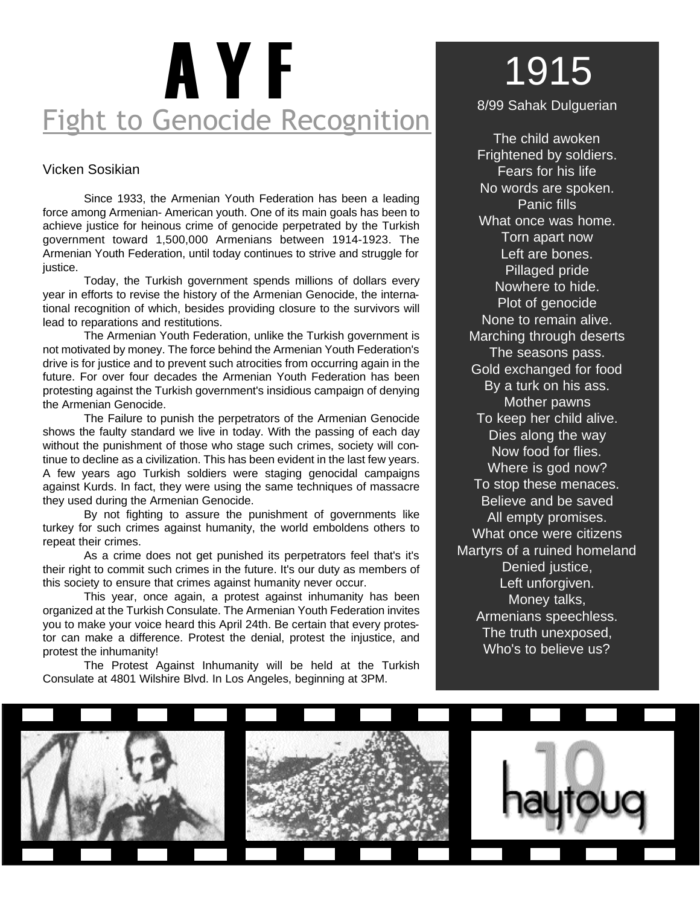# A Y F

## Fight to Genocide Recognition

Vicken Sosikian

Since 1933, the Armenian Youth Federation has been a leading force among Armenian- American youth. One of its main goals has been to achieve justice for heinous crime of genocide perpetrated by the Turkish government toward 1,500,000 Armenians between 1914-1923. The Armenian Youth Federation, until today continues to strive and struggle for justice.

Today, the Turkish government spends millions of dollars every year in efforts to revise the history of the Armenian Genocide, the international recognition of which, besides providing closure to the survivors will lead to reparations and restitutions.

The Armenian Youth Federation, unlike the Turkish government is not motivated by money. The force behind the Armenian Youth Federation's drive is for justice and to prevent such atrocities from occurring again in the future. For over four decades the Armenian Youth Federation has been protesting against the Turkish government's insidious campaign of denying the Armenian Genocide.

The Failure to punish the perpetrators of the Armenian Genocide shows the faulty standard we live in today. With the passing of each day without the punishment of those who stage such crimes, society will continue to decline as a civilization. This has been evident in the last few years. A few years ago Turkish soldiers were staging genocidal campaigns against Kurds. In fact, they were using the same techniques of massacre they used during the Armenian Genocide.

By not fighting to assure the punishment of governments like turkey for such crimes against humanity, the world emboldens others to repeat their crimes.

As a crime does not get punished its perpetrators feel that's it's their right to commit such crimes in the future. It's our duty as members of this society to ensure that crimes against humanity never occur.

This year, once again, a protest against inhumanity has been organized at the Turkish Consulate. The Armenian Youth Federation invites you to make your voice heard this April 24th. Be certain that every protestor can make a difference. Protest the denial, protest the injustice, and protest the inhumanity!

The Protest Against Inhumanity will be held at the Turkish Consulate at 4801 Wilshire Blvd. In Los Angeles, beginning at 3PM.

## 1915

8/99 Sahak Dulguerian

The child awoken  
Frightened by soldiers.  
Fears for his life  
No words are spoken.  
Panic fills  
What once was home.  
Torn apart now  
Left are bones.  
Pillaged pride  
Nowhere to hide.  
Plot of genocide  
None to remain alive.  
Marching through deserts  
The seasons pass.  
Gold exchanged for food  
By a turk on his ass.  
Mother pawns  
To keep her child alive.  
Dies along the way  
Now food for flies.  
Where is god now?  
To stop these menaces.  
Believe and be saved  
All empty promises.  
What once were citizens  
Martyrs of a ruined homeland  
Denied justice,  
Left unforgiven.  
Money talks,  
Armenians speechless.  
The truth unexposed,  
Who's to believe us?

haytoug 19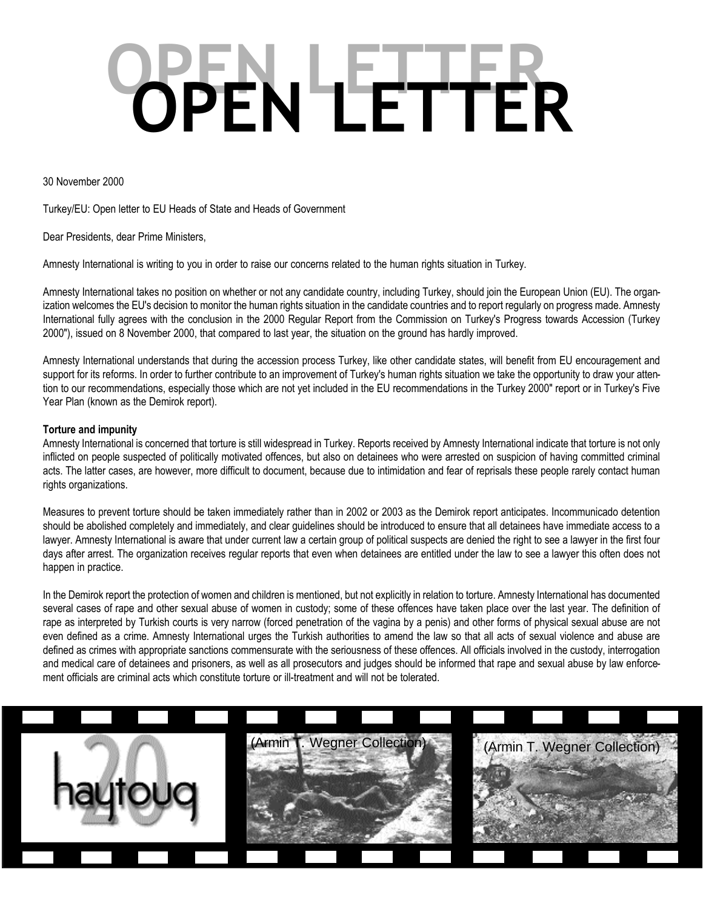# OPEN LETTER

30 November 2000

Turkey/EU: Open letter to EU Heads of State and Heads of Government

Dear Presidents, dear Prime Ministers,

Amnesty International is writing to you in order to raise our concerns related to the human rights situation in Turkey.

Amnesty International takes no position on whether or not any candidate country, including Turkey, should join the European Union (EU). The organization welcomes the EU's decision to monitor the human rights situation in the candidate countries and to report regularly on progress made. Amnesty International fully agrees with the conclusion in the 2000 Regular Report from the Commission on Turkey's Progress towards Accession (Turkey 2000"), issued on 8 November 2000, that compared to last year, the situation on the ground has hardly improved.

Amnesty International understands that during the accession process Turkey, like other candidate states, will benefit from EU encouragement and support for its reforms. In order to further contribute to an improvement of Turkey's human rights situation we take the opportunity to draw your attention to our recommendations, especially those which are not yet included in the EU recommendations in the Turkey 2000" report or in Turkey's Five Year Plan (known as the Demirok report).

**Torture and impunity**

Amnesty International is concerned that torture is still widespread in Turkey. Reports received by Amnesty International indicate that torture is not only inflicted on people suspected of politically motivated offences, but also on detainees who were arrested on suspicion of having committed criminal acts. The latter cases, are however, more difficult to document, because due to intimidation and fear of reprisals these people rarely contact human rights organizations.

Measures to prevent torture should be taken immediately rather than in 2002 or 2003 as the Demirok report anticipates. Incommunicado detention should be abolished completely and immediately, and clear guidelines should be introduced to ensure that all detainees have immediate access to a lawyer. Amnesty International is aware that under current law a certain group of political suspects are denied the right to see a lawyer in the first four days after arrest. The organization receives regular reports that even when detainees are entitled under the law to see a lawyer this often does not happen in practice.

In the Demirok report the protection of women and children is mentioned, but not explicitly in relation to torture. Amnesty International has documented several cases of rape and other sexual abuse of women in custody; some of these offences have taken place over the last year. The definition of rape as interpreted by Turkish courts is very narrow (forced penetration of the vagina by a penis) and other forms of physical sexual abuse are not even defined as a crime. Amnesty International urges the Turkish authorities to amend the law so that all acts of sexual violence and abuse are defined as crimes with appropriate sanctions commensurate with the seriousness of these offences. All officials involved in the custody, interrogation and medical care of detainees and prisoners, as well as all prosecutors and judges should be informed that rape and sexual abuse by law enforcement officials are criminal acts which constitute torture or ill-treatment and will not be tolerated.

(Armin T. Wegner Collection)

(Armin T. Wegner Collection)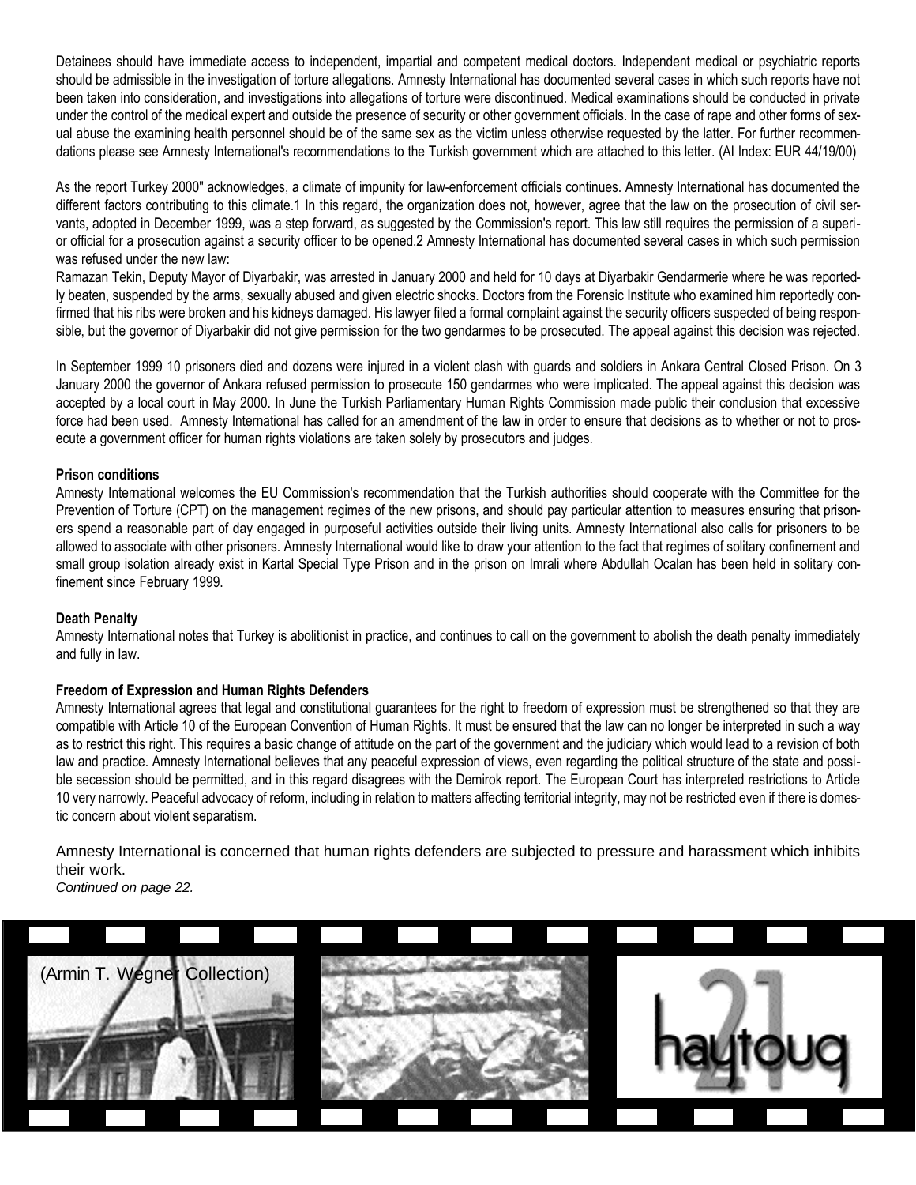Detainees should have immediate access to independent, impartial and competent medical doctors. Independent medical or psychiatric reports should be admissible in the investigation of torture allegations. Amnesty International has documented several cases in which such reports have not been taken into consideration, and investigations into allegations of torture were discontinued. Medical examinations should be conducted in private under the control of the medical expert and outside the presence of security or other government officials. In the case of rape and other forms of sexual abuse the examining health personnel should be of the same sex as the victim unless otherwise requested by the latter. For further recommendations please see Amnesty International's recommendations to the Turkish government which are attached to this letter. (AI Index: EUR 44/19/00)

As the report Turkey 2000" acknowledges, a climate of impunity for law-enforcement officials continues. Amnesty International has documented the different factors contributing to this climate.1 In this regard, the organization does not, however, agree that the law on the prosecution of civil servants, adopted in December 1999, was a step forward, as suggested by the Commission's report. This law still requires the permission of a superior official for a prosecution against a security officer to be opened.2 Amnesty International has documented several cases in which such permission was refused under the new law:

Ramazan Tekin, Deputy Mayor of Diyarbakir, was arrested in January 2000 and held for 10 days at Diyarbakir Gendarmerie where he was reportedly beaten, suspended by the arms, sexually abused and given electric shocks. Doctors from the Forensic Institute who examined him reportedly confirmed that his ribs were broken and his kidneys damaged. His lawyer filed a formal complaint against the security officers suspected of being responsible, but the governor of Diyarbakir did not give permission for the two gendarmes to be prosecuted. The appeal against this decision was rejected.

In September 1999 10 prisoners died and dozens were injured in a violent clash with guards and soldiers in Ankara Central Closed Prison. On 3 January 2000 the governor of Ankara refused permission to prosecute 150 gendarmes who were implicated. The appeal against this decision was accepted by a local court in May 2000. In June the Turkish Parliamentary Human Rights Commission made public their conclusion that excessive force had been used. Amnesty International has called for an amendment of the law in order to ensure that decisions as to whether or not to prosecute a government officer for human rights violations are taken solely by prosecutors and judges.

**Prison conditions**

Amnesty International welcomes the EU Commission's recommendation that the Turkish authorities should cooperate with the Committee for the Prevention of Torture (CPT) on the management regimes of the new prisons, and should pay particular attention to measures ensuring that prisoners spend a reasonable part of day engaged in purposeful activities outside their living units. Amnesty International also calls for prisoners to be allowed to associate with other prisoners. Amnesty International would like to draw your attention to the fact that regimes of solitary confinement and small group isolation already exist in Kartal Special Type Prison and in the prison on Imrali where Abdullah Ocalan has been held in solitary confinement since February 1999.

**Death Penalty**

Amnesty International notes that Turkey is abolitionist in practice, and continues to call on the government to abolish the death penalty immediately and fully in law.

**Freedom of Expression and Human Rights Defenders**

Amnesty International agrees that legal and constitutional guarantees for the right to freedom of expression must be strengthened so that they are compatible with Article 10 of the European Convention of Human Rights. It must be ensured that the law can no longer be interpreted in such a way as to restrict this right. This requires a basic change of attitude on the part of the government and the judiciary which would lead to a revision of both law and practice. Amnesty International believes that any peaceful expression of views, even regarding the political structure of the state and possible secession should be permitted, and in this regard disagrees with the Demirok report. The European Court has interpreted restrictions to Article 10 very narrowly. Peaceful advocacy of reform, including in relation to matters affecting territorial integrity, may not be restricted even if there is domestic concern about violent separatism.

Amnesty International is concerned that human rights defenders are subjected to pressure and harassment which inhibits their work.

*Continued on page 22.*

(Armin T. Wegner Collection)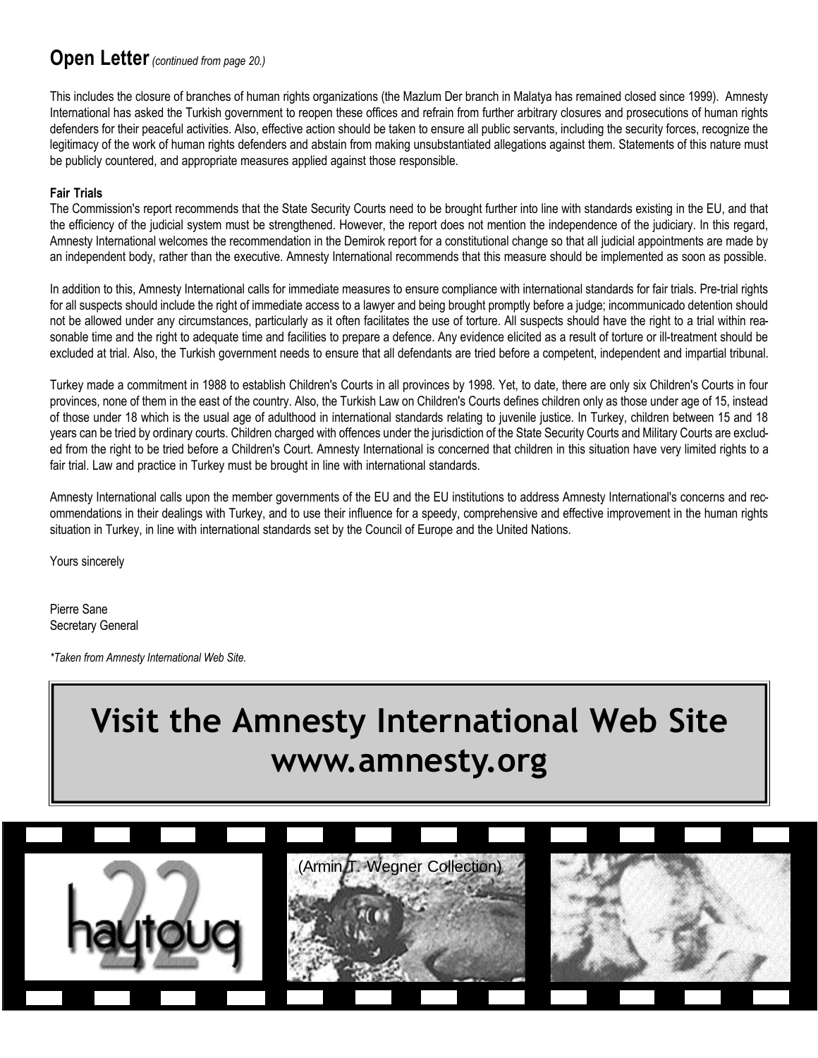## Open Letter *(continued from page 20.)*

This includes the closure of branches of human rights organizations (the Mazlum Der branch in Malatya has remained closed since 1999). Amnesty International has asked the Turkish government to reopen these offices and refrain from further arbitrary closures and prosecutions of human rights defenders for their peaceful activities. Also, effective action should be taken to ensure all public servants, including the security forces, recognize the legitimacy of the work of human rights defenders and abstain from making unsubstantiated allegations against them. Statements of this nature must be publicly countered, and appropriate measures applied against those responsible.

**Fair Trials**

The Commission's report recommends that the State Security Courts need to be brought further into line with standards existing in the EU, and that the efficiency of the judicial system must be strengthened. However, the report does not mention the independence of the judiciary. In this regard, Amnesty International welcomes the recommendation in the Demirok report for a constitutional change so that all judicial appointments are made by an independent body, rather than the executive. Amnesty International recommends that this measure should be implemented as soon as possible.

In addition to this, Amnesty International calls for immediate measures to ensure compliance with international standards for fair trials. Pre-trial rights for all suspects should include the right of immediate access to a lawyer and being brought promptly before a judge; incommunicado detention should not be allowed under any circumstances, particularly as it often facilitates the use of torture. All suspects should have the right to a trial within reasonable time and the right to adequate time and facilities to prepare a defence. Any evidence elicited as a result of torture or ill-treatment should be excluded at trial. Also, the Turkish government needs to ensure that all defendants are tried before a competent, independent and impartial tribunal.

Turkey made a commitment in 1988 to establish Children's Courts in all provinces by 1998. Yet, to date, there are only six Children's Courts in four provinces, none of them in the east of the country. Also, the Turkish Law on Children's Courts defines children only as those under age of 15, instead of those under 18 which is the usual age of adulthood in international standards relating to juvenile justice. In Turkey, children between 15 and 18 years can be tried by ordinary courts. Children charged with offences under the jurisdiction of the State Security Courts and Military Courts are excluded from the right to be tried before a Children's Court. Amnesty International is concerned that children in this situation have very limited rights to a fair trial. Law and practice in Turkey must be brought in line with international standards.

Amnesty International calls upon the member governments of the EU and the EU institutions to address Amnesty International's concerns and recommendations in their dealings with Turkey, and to use their influence for a speedy, comprehensive and effective improvement in the human rights situation in Turkey, in line with international standards set by the Council of Europe and the United Nations.

Yours sincerely

Pierre Sane
Secretary General

*\*Taken from Amnesty International Web Site.*

# Visit the Amnesty International Web Site
# www.amnesty.org

(Armin T. Wegner Collection)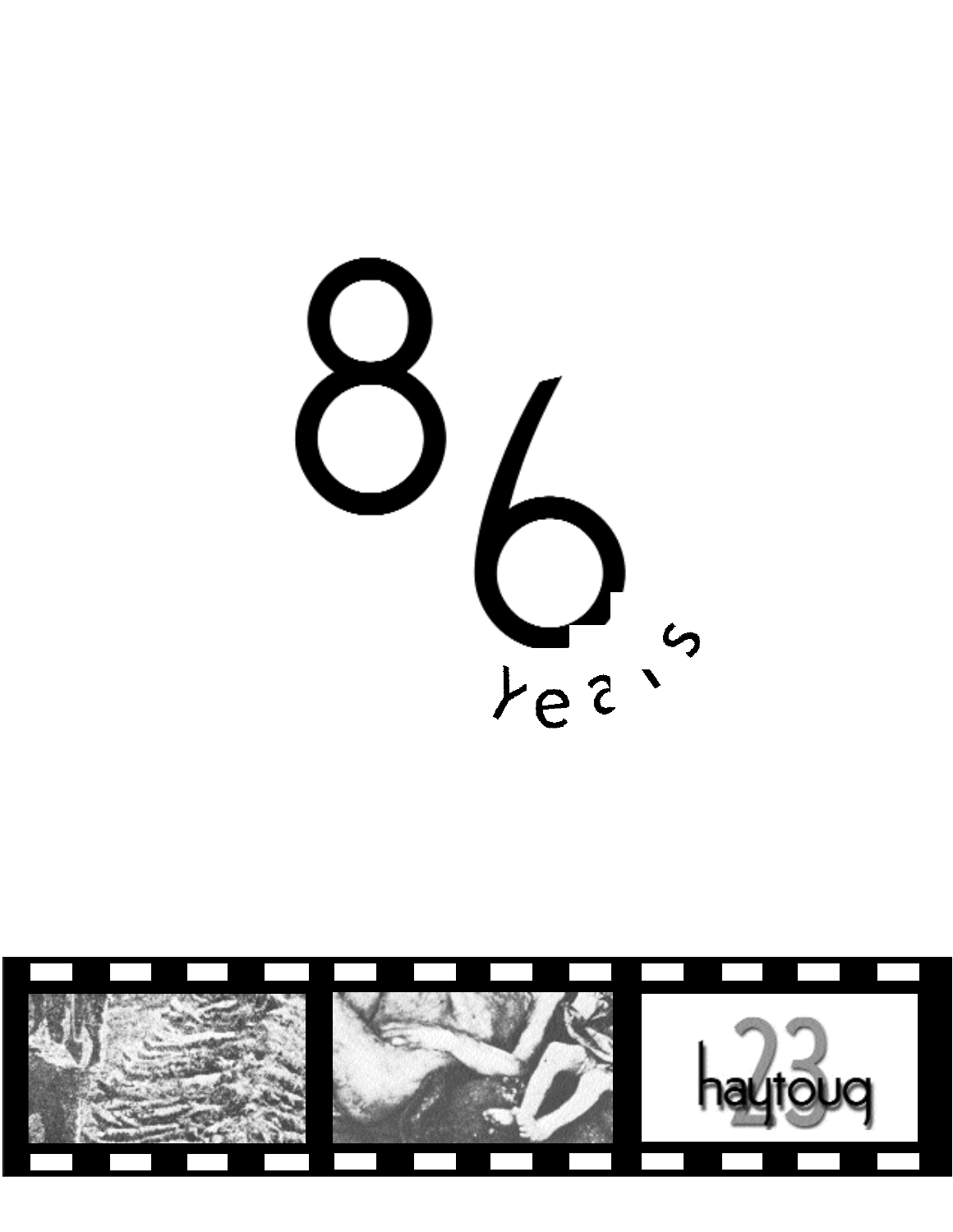86

years

haytouq 23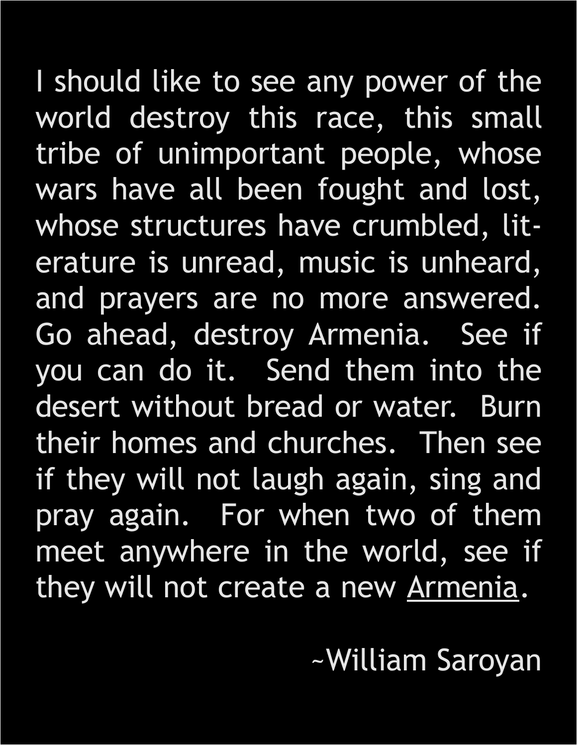I should like to see any power of the world destroy this race, this small tribe of unimportant people, whose wars have all been fought and lost, whose structures have crumbled, literature is unread, music is unheard, and prayers are no more answered. Go ahead, destroy Armenia. See if you can do it. Send them into the desert without bread or water. Burn their homes and churches. Then see if they will not laugh again, sing and pray again. For when two of them meet anywhere in the world, see if they will not create a new <u>Armenia</u>.

~William Saroyan